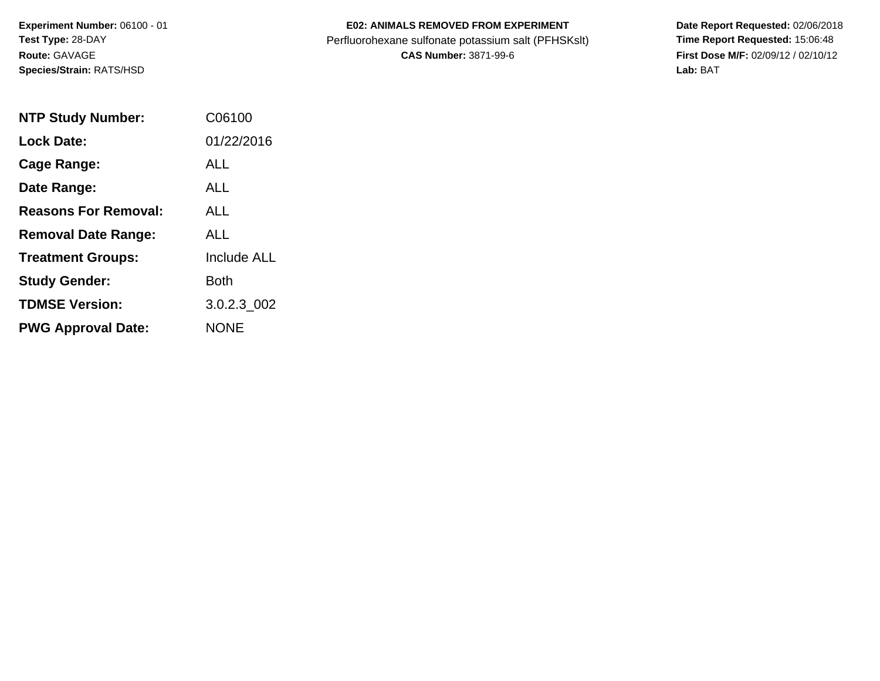**Experiment Number:** 06100 - 01
**Test Type:** 28-DAY
**Route:** GAVAGE
**Species/Strain:** RATS/HSD

**E02: ANIMALS REMOVED FROM EXPERIMENT**
Perfluorohexane sulfonate potassium salt (PFHSKslt)
**CAS Number:** 3871-99-6

**Date Report Requested:** 02/06/2018
**Time Report Requested:** 15:06:48
**First Dose M/F:** 02/09/12 / 02/10/12
**Lab:** BAT

| | |
|---|---|
| **NTP Study Number:** | C06100 |
| **Lock Date:** | 01/22/2016 |
| **Cage Range:** | ALL |
| **Date Range:** | ALL |
| **Reasons For Removal:** | ALL |
| **Removal Date Range:** | ALL |
| **Treatment Groups:** | Include ALL |
| **Study Gender:** | Both |
| **TDMSE Version:** | 3.0.2.3_002 |
| **PWG Approval Date:** | NONE |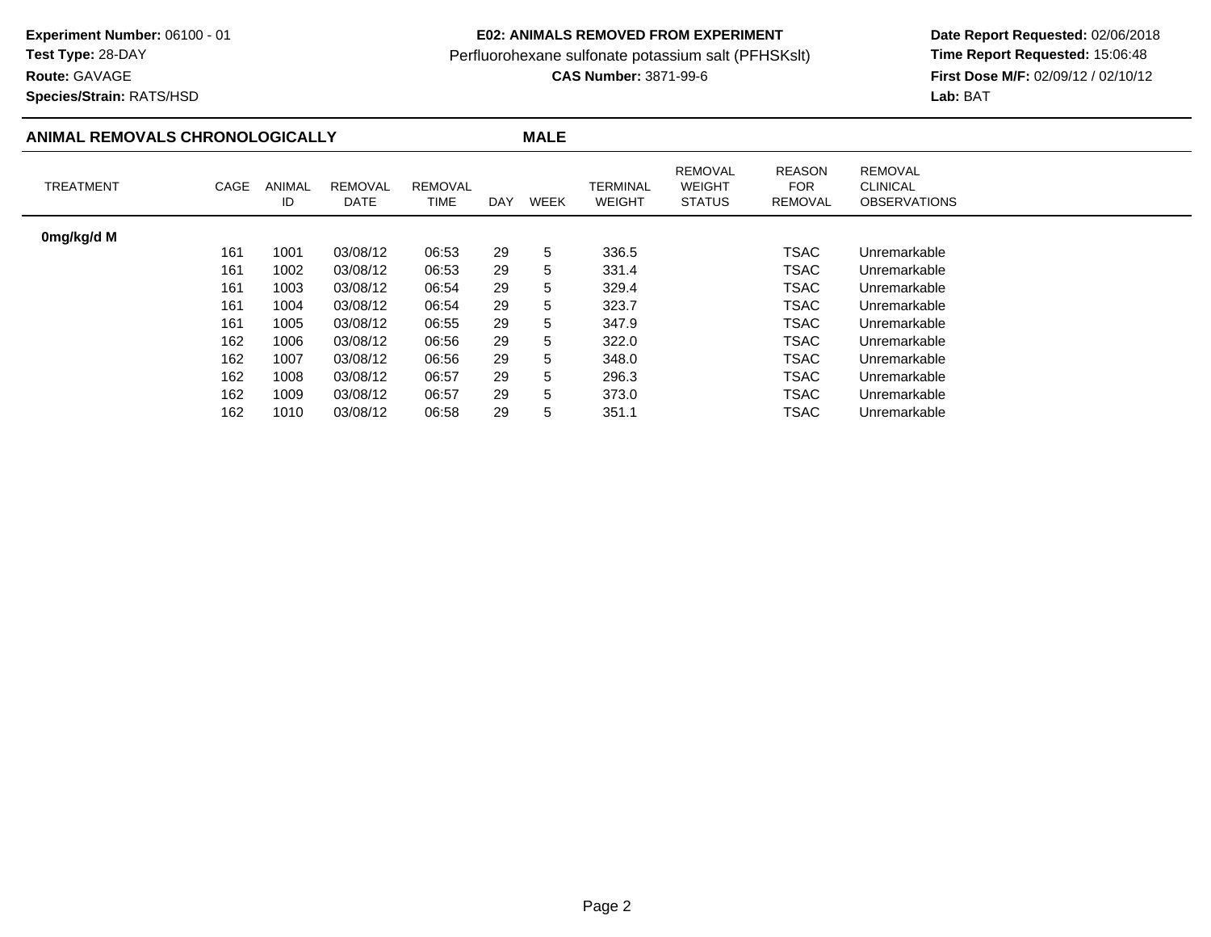**Experiment Number:** 06100 - 01
**Test Type:** 28-DAY
**Route:** GAVAGE
**Species/Strain:** RATS/HSD

**E02: ANIMALS REMOVED FROM EXPERIMENT**
Perfluorohexane sulfonate potassium salt (PFHSKslt)
**CAS Number:** 3871-99-6

**Date Report Requested:** 02/06/2018
**Time Report Requested:** 15:06:48
**First Dose M/F:** 02/09/12 / 02/10/12
**Lab:** BAT

## ANIMAL REMOVALS CHRONOLOGICALLY — MALE

| TREATMENT | CAGE | ANIMAL ID | REMOVAL DATE | REMOVAL TIME | DAY | WEEK | TERMINAL WEIGHT | REMOVAL WEIGHT STATUS | REASON FOR REMOVAL | REMOVAL CLINICAL OBSERVATIONS |
|---|---|---|---|---|---|---|---|---|---|---|
| **0mg/kg/d M** | | | | | | | | | | |
| | 161 | 1001 | 03/08/12 | 06:53 | 29 | 5 | 336.5 | | TSAC | Unremarkable |
| | 161 | 1002 | 03/08/12 | 06:53 | 29 | 5 | 331.4 | | TSAC | Unremarkable |
| | 161 | 1003 | 03/08/12 | 06:54 | 29 | 5 | 329.4 | | TSAC | Unremarkable |
| | 161 | 1004 | 03/08/12 | 06:54 | 29 | 5 | 323.7 | | TSAC | Unremarkable |
| | 161 | 1005 | 03/08/12 | 06:55 | 29 | 5 | 347.9 | | TSAC | Unremarkable |
| | 162 | 1006 | 03/08/12 | 06:56 | 29 | 5 | 322.0 | | TSAC | Unremarkable |
| | 162 | 1007 | 03/08/12 | 06:56 | 29 | 5 | 348.0 | | TSAC | Unremarkable |
| | 162 | 1008 | 03/08/12 | 06:57 | 29 | 5 | 296.3 | | TSAC | Unremarkable |
| | 162 | 1009 | 03/08/12 | 06:57 | 29 | 5 | 373.0 | | TSAC | Unremarkable |
| | 162 | 1010 | 03/08/12 | 06:58 | 29 | 5 | 351.1 | | TSAC | Unremarkable |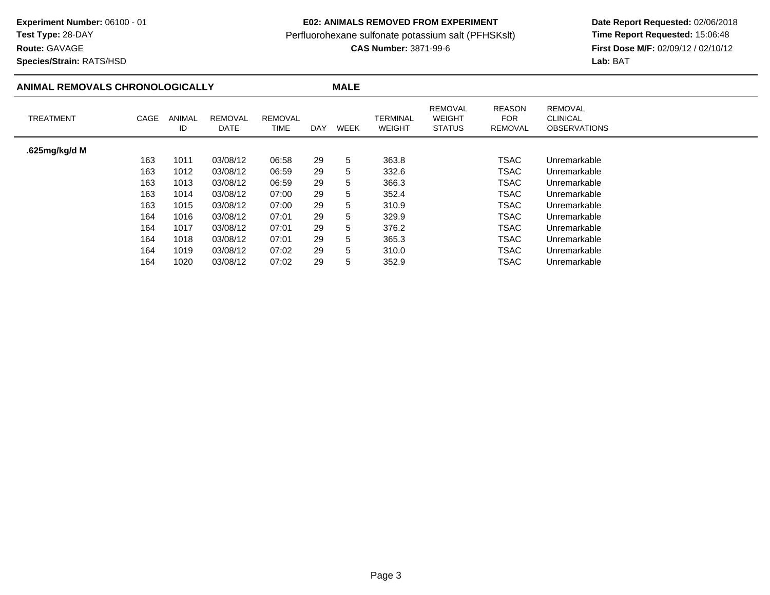**Experiment Number:** 06100 - 01
**Test Type:** 28-DAY
**Route:** GAVAGE
**Species/Strain:** RATS/HSD

**E02: ANIMALS REMOVED FROM EXPERIMENT**
Perfluorohexane sulfonate potassium salt (PFHSKslt)
**CAS Number:** 3871-99-6

**Date Report Requested:** 02/06/2018
**Time Report Requested:** 15:06:48
**First Dose M/F:** 02/09/12 / 02/10/12
**Lab:** BAT

## ANIMAL REMOVALS CHRONOLOGICALLY — MALE

| TREATMENT | CAGE | ANIMAL ID | REMOVAL DATE | REMOVAL TIME | DAY | WEEK | TERMINAL WEIGHT | REMOVAL WEIGHT STATUS | REASON FOR REMOVAL | REMOVAL CLINICAL OBSERVATIONS |
|---|---|---|---|---|---|---|---|---|---|---|
| **.625mg/kg/d M** | | | | | | | | | | |
| | 163 | 1011 | 03/08/12 | 06:58 | 29 | 5 | 363.8 | | TSAC | Unremarkable |
| | 163 | 1012 | 03/08/12 | 06:59 | 29 | 5 | 332.6 | | TSAC | Unremarkable |
| | 163 | 1013 | 03/08/12 | 06:59 | 29 | 5 | 366.3 | | TSAC | Unremarkable |
| | 163 | 1014 | 03/08/12 | 07:00 | 29 | 5 | 352.4 | | TSAC | Unremarkable |
| | 163 | 1015 | 03/08/12 | 07:00 | 29 | 5 | 310.9 | | TSAC | Unremarkable |
| | 164 | 1016 | 03/08/12 | 07:01 | 29 | 5 | 329.9 | | TSAC | Unremarkable |
| | 164 | 1017 | 03/08/12 | 07:01 | 29 | 5 | 376.2 | | TSAC | Unremarkable |
| | 164 | 1018 | 03/08/12 | 07:01 | 29 | 5 | 365.3 | | TSAC | Unremarkable |
| | 164 | 1019 | 03/08/12 | 07:02 | 29 | 5 | 310.0 | | TSAC | Unremarkable |
| | 164 | 1020 | 03/08/12 | 07:02 | 29 | 5 | 352.9 | | TSAC | Unremarkable |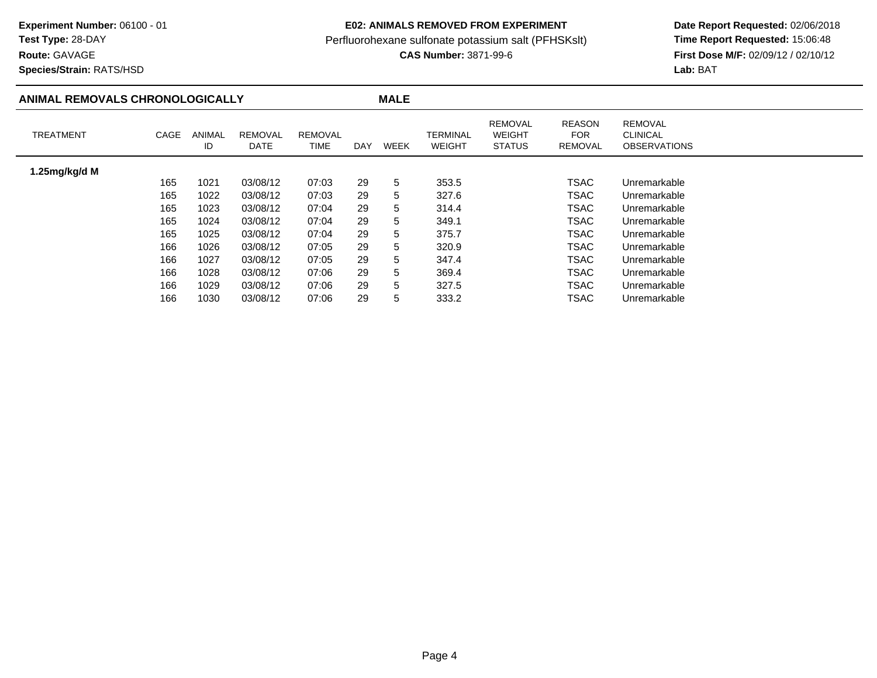**Experiment Number:** 06100 - 01
**Test Type:** 28-DAY
**Route:** GAVAGE
**Species/Strain:** RATS/HSD

**E02: ANIMALS REMOVED FROM EXPERIMENT**
Perfluorohexane sulfonate potassium salt (PFHSKslt)
**CAS Number:** 3871-99-6

**Date Report Requested:** 02/06/2018
**Time Report Requested:** 15:06:48
**First Dose M/F:** 02/09/12 / 02/10/12
**Lab:** BAT

## ANIMAL REMOVALS CHRONOLOGICALLY — MALE

| TREATMENT | CAGE | ANIMAL ID | REMOVAL DATE | REMOVAL TIME | DAY | WEEK | TERMINAL WEIGHT | REMOVAL WEIGHT STATUS | REASON FOR REMOVAL | REMOVAL CLINICAL OBSERVATIONS |
|---|---|---|---|---|---|---|---|---|---|---|
| **1.25mg/kg/d M** | | | | | | | | | | |
| | 165 | 1021 | 03/08/12 | 07:03 | 29 | 5 | 353.5 | | TSAC | Unremarkable |
| | 165 | 1022 | 03/08/12 | 07:03 | 29 | 5 | 327.6 | | TSAC | Unremarkable |
| | 165 | 1023 | 03/08/12 | 07:04 | 29 | 5 | 314.4 | | TSAC | Unremarkable |
| | 165 | 1024 | 03/08/12 | 07:04 | 29 | 5 | 349.1 | | TSAC | Unremarkable |
| | 165 | 1025 | 03/08/12 | 07:04 | 29 | 5 | 375.7 | | TSAC | Unremarkable |
| | 166 | 1026 | 03/08/12 | 07:05 | 29 | 5 | 320.9 | | TSAC | Unremarkable |
| | 166 | 1027 | 03/08/12 | 07:05 | 29 | 5 | 347.4 | | TSAC | Unremarkable |
| | 166 | 1028 | 03/08/12 | 07:06 | 29 | 5 | 369.4 | | TSAC | Unremarkable |
| | 166 | 1029 | 03/08/12 | 07:06 | 29 | 5 | 327.5 | | TSAC | Unremarkable |
| | 166 | 1030 | 03/08/12 | 07:06 | 29 | 5 | 333.2 | | TSAC | Unremarkable |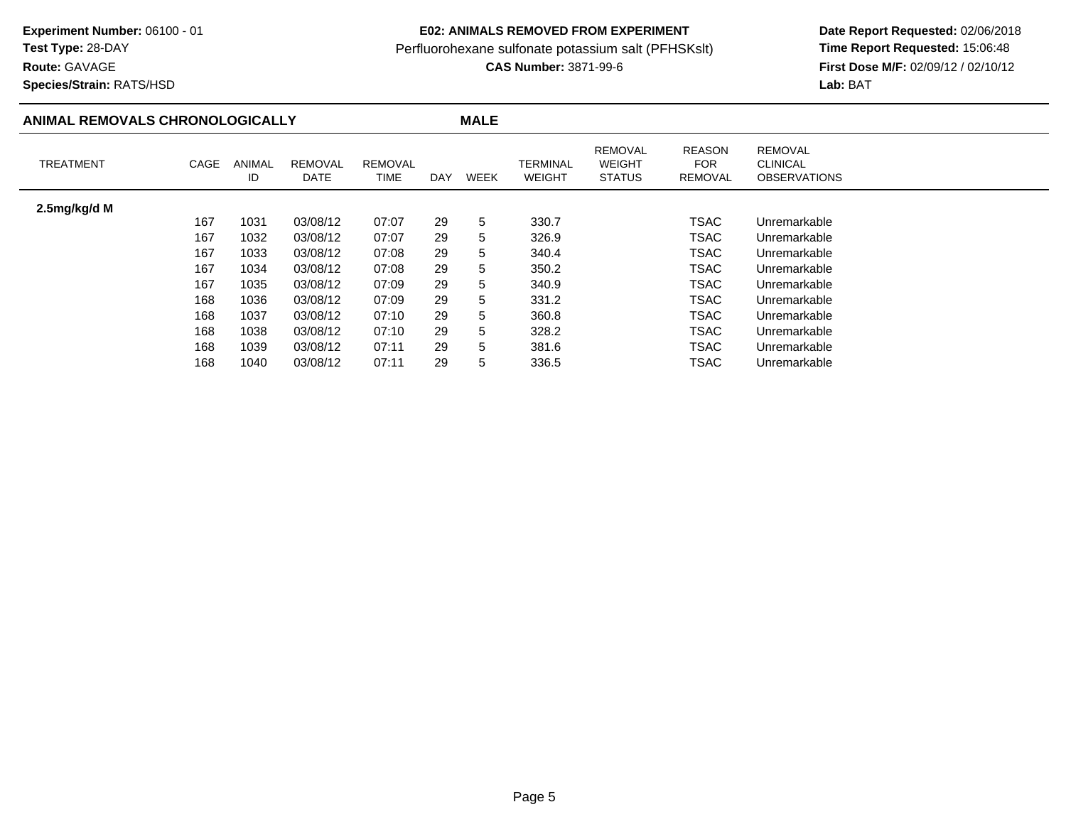**Experiment Number:** 06100 - 01
**Test Type:** 28-DAY
**Route:** GAVAGE
**Species/Strain:** RATS/HSD

**E02: ANIMALS REMOVED FROM EXPERIMENT**
Perfluorohexane sulfonate potassium salt (PFHSKslt)
**CAS Number:** 3871-99-6

**Date Report Requested:** 02/06/2018
**Time Report Requested:** 15:06:48
**First Dose M/F:** 02/09/12 / 02/10/12
**Lab:** BAT

## ANIMAL REMOVALS CHRONOLOGICALLY — MALE

| TREATMENT | CAGE | ANIMAL ID | REMOVAL DATE | REMOVAL TIME | DAY | WEEK | TERMINAL WEIGHT | REMOVAL WEIGHT STATUS | REASON FOR REMOVAL | REMOVAL CLINICAL OBSERVATIONS |
|---|---|---|---|---|---|---|---|---|---|---|
| **2.5mg/kg/d M** | | | | | | | | | | |
| | 167 | 1031 | 03/08/12 | 07:07 | 29 | 5 | 330.7 | | TSAC | Unremarkable |
| | 167 | 1032 | 03/08/12 | 07:07 | 29 | 5 | 326.9 | | TSAC | Unremarkable |
| | 167 | 1033 | 03/08/12 | 07:08 | 29 | 5 | 340.4 | | TSAC | Unremarkable |
| | 167 | 1034 | 03/08/12 | 07:08 | 29 | 5 | 350.2 | | TSAC | Unremarkable |
| | 167 | 1035 | 03/08/12 | 07:09 | 29 | 5 | 340.9 | | TSAC | Unremarkable |
| | 168 | 1036 | 03/08/12 | 07:09 | 29 | 5 | 331.2 | | TSAC | Unremarkable |
| | 168 | 1037 | 03/08/12 | 07:10 | 29 | 5 | 360.8 | | TSAC | Unremarkable |
| | 168 | 1038 | 03/08/12 | 07:10 | 29 | 5 | 328.2 | | TSAC | Unremarkable |
| | 168 | 1039 | 03/08/12 | 07:11 | 29 | 5 | 381.6 | | TSAC | Unremarkable |
| | 168 | 1040 | 03/08/12 | 07:11 | 29 | 5 | 336.5 | | TSAC | Unremarkable |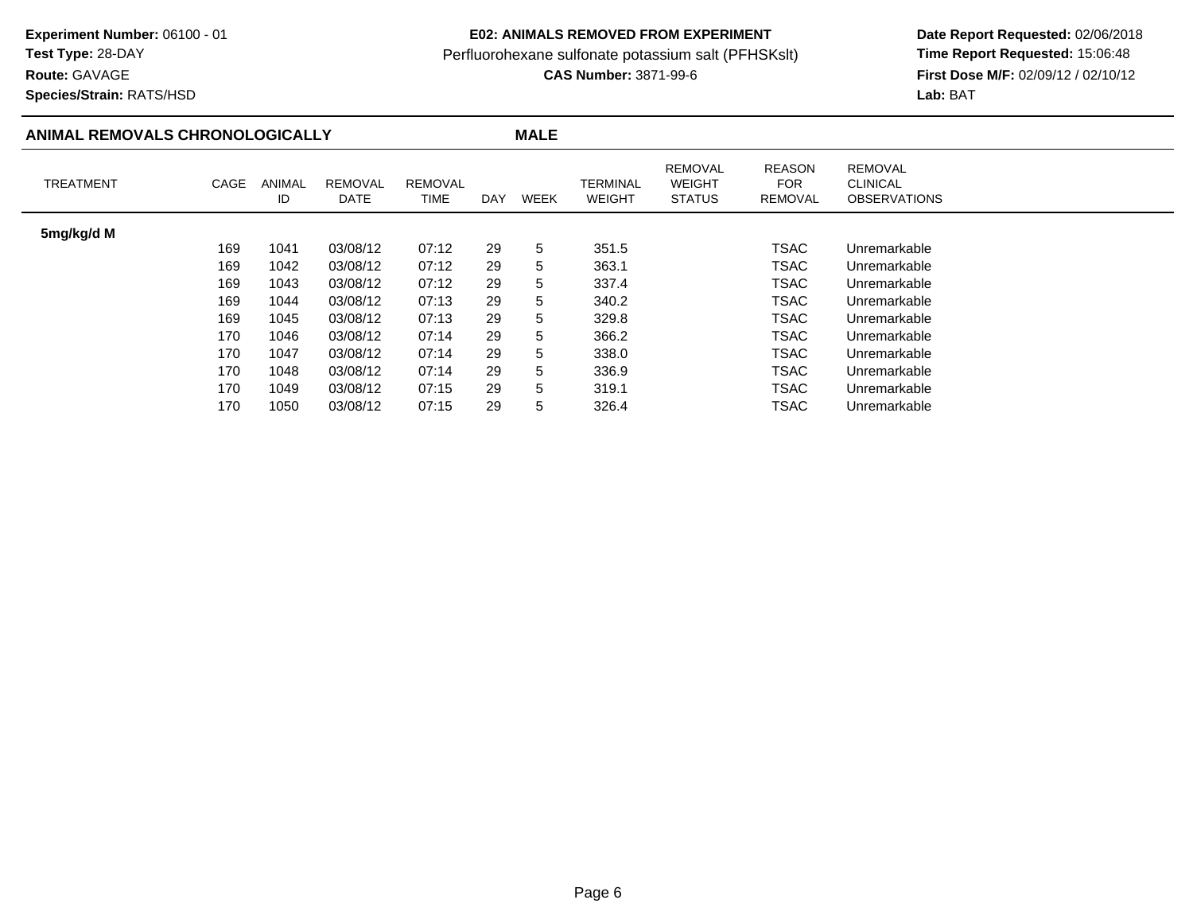**Experiment Number:** 06100 - 01
**Test Type:** 28-DAY
**Route:** GAVAGE
**Species/Strain:** RATS/HSD

**E02: ANIMALS REMOVED FROM EXPERIMENT**
Perfluorohexane sulfonate potassium salt (PFHSKslt)
**CAS Number:** 3871-99-6

**Date Report Requested:** 02/06/2018
**Time Report Requested:** 15:06:48
**First Dose M/F:** 02/09/12 / 02/10/12
**Lab:** BAT

## ANIMAL REMOVALS CHRONOLOGICALLY — MALE

| TREATMENT | CAGE | ANIMAL ID | REMOVAL DATE | REMOVAL TIME | DAY | WEEK | TERMINAL WEIGHT | REMOVAL WEIGHT STATUS | REASON FOR REMOVAL | REMOVAL CLINICAL OBSERVATIONS |
|---|---|---|---|---|---|---|---|---|---|---|
| **5mg/kg/d M** | | | | | | | | | | |
| | 169 | 1041 | 03/08/12 | 07:12 | 29 | 5 | 351.5 | | TSAC | Unremarkable |
| | 169 | 1042 | 03/08/12 | 07:12 | 29 | 5 | 363.1 | | TSAC | Unremarkable |
| | 169 | 1043 | 03/08/12 | 07:12 | 29 | 5 | 337.4 | | TSAC | Unremarkable |
| | 169 | 1044 | 03/08/12 | 07:13 | 29 | 5 | 340.2 | | TSAC | Unremarkable |
| | 169 | 1045 | 03/08/12 | 07:13 | 29 | 5 | 329.8 | | TSAC | Unremarkable |
| | 170 | 1046 | 03/08/12 | 07:14 | 29 | 5 | 366.2 | | TSAC | Unremarkable |
| | 170 | 1047 | 03/08/12 | 07:14 | 29 | 5 | 338.0 | | TSAC | Unremarkable |
| | 170 | 1048 | 03/08/12 | 07:14 | 29 | 5 | 336.9 | | TSAC | Unremarkable |
| | 170 | 1049 | 03/08/12 | 07:15 | 29 | 5 | 319.1 | | TSAC | Unremarkable |
| | 170 | 1050 | 03/08/12 | 07:15 | 29 | 5 | 326.4 | | TSAC | Unremarkable |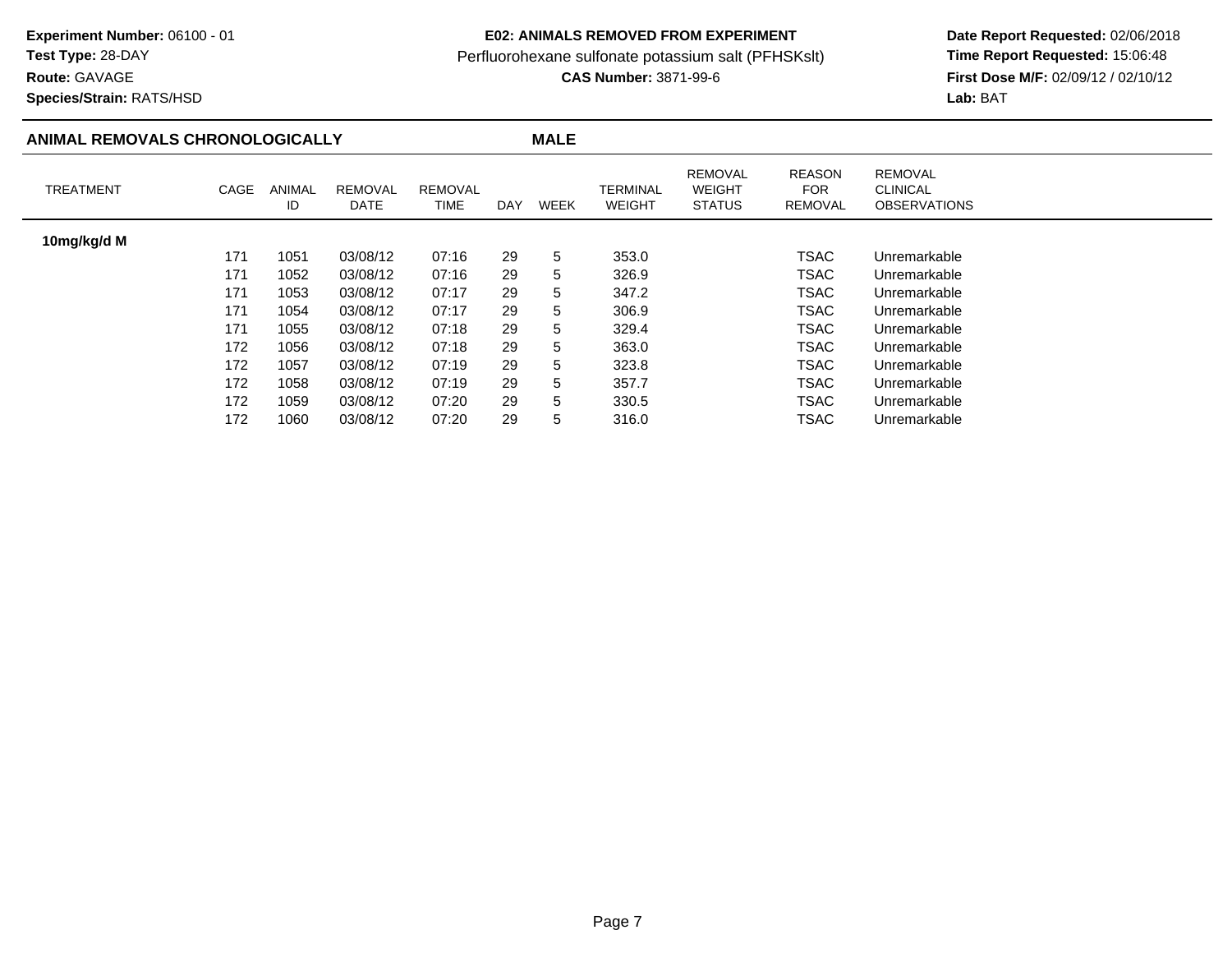**Experiment Number:** 06100 - 01
**Test Type:** 28-DAY
**Route:** GAVAGE
**Species/Strain:** RATS/HSD

**E02: ANIMALS REMOVED FROM EXPERIMENT**
Perfluorohexane sulfonate potassium salt (PFHSKslt)
**CAS Number:** 3871-99-6

**Date Report Requested:** 02/06/2018
**Time Report Requested:** 15:06:48
**First Dose M/F:** 02/09/12 / 02/10/12
**Lab:** BAT

## ANIMAL REMOVALS CHRONOLOGICALLY — MALE

| TREATMENT | CAGE | ANIMAL ID | REMOVAL DATE | REMOVAL TIME | DAY | WEEK | TERMINAL WEIGHT | REMOVAL WEIGHT STATUS | REASON FOR REMOVAL | REMOVAL CLINICAL OBSERVATIONS |
|---|---|---|---|---|---|---|---|---|---|---|
| **10mg/kg/d M** | | | | | | | | | | |
| | 171 | 1051 | 03/08/12 | 07:16 | 29 | 5 | 353.0 | | TSAC | Unremarkable |
| | 171 | 1052 | 03/08/12 | 07:16 | 29 | 5 | 326.9 | | TSAC | Unremarkable |
| | 171 | 1053 | 03/08/12 | 07:17 | 29 | 5 | 347.2 | | TSAC | Unremarkable |
| | 171 | 1054 | 03/08/12 | 07:17 | 29 | 5 | 306.9 | | TSAC | Unremarkable |
| | 171 | 1055 | 03/08/12 | 07:18 | 29 | 5 | 329.4 | | TSAC | Unremarkable |
| | 172 | 1056 | 03/08/12 | 07:18 | 29 | 5 | 363.0 | | TSAC | Unremarkable |
| | 172 | 1057 | 03/08/12 | 07:19 | 29 | 5 | 323.8 | | TSAC | Unremarkable |
| | 172 | 1058 | 03/08/12 | 07:19 | 29 | 5 | 357.7 | | TSAC | Unremarkable |
| | 172 | 1059 | 03/08/12 | 07:20 | 29 | 5 | 330.5 | | TSAC | Unremarkable |
| | 172 | 1060 | 03/08/12 | 07:20 | 29 | 5 | 316.0 | | TSAC | Unremarkable |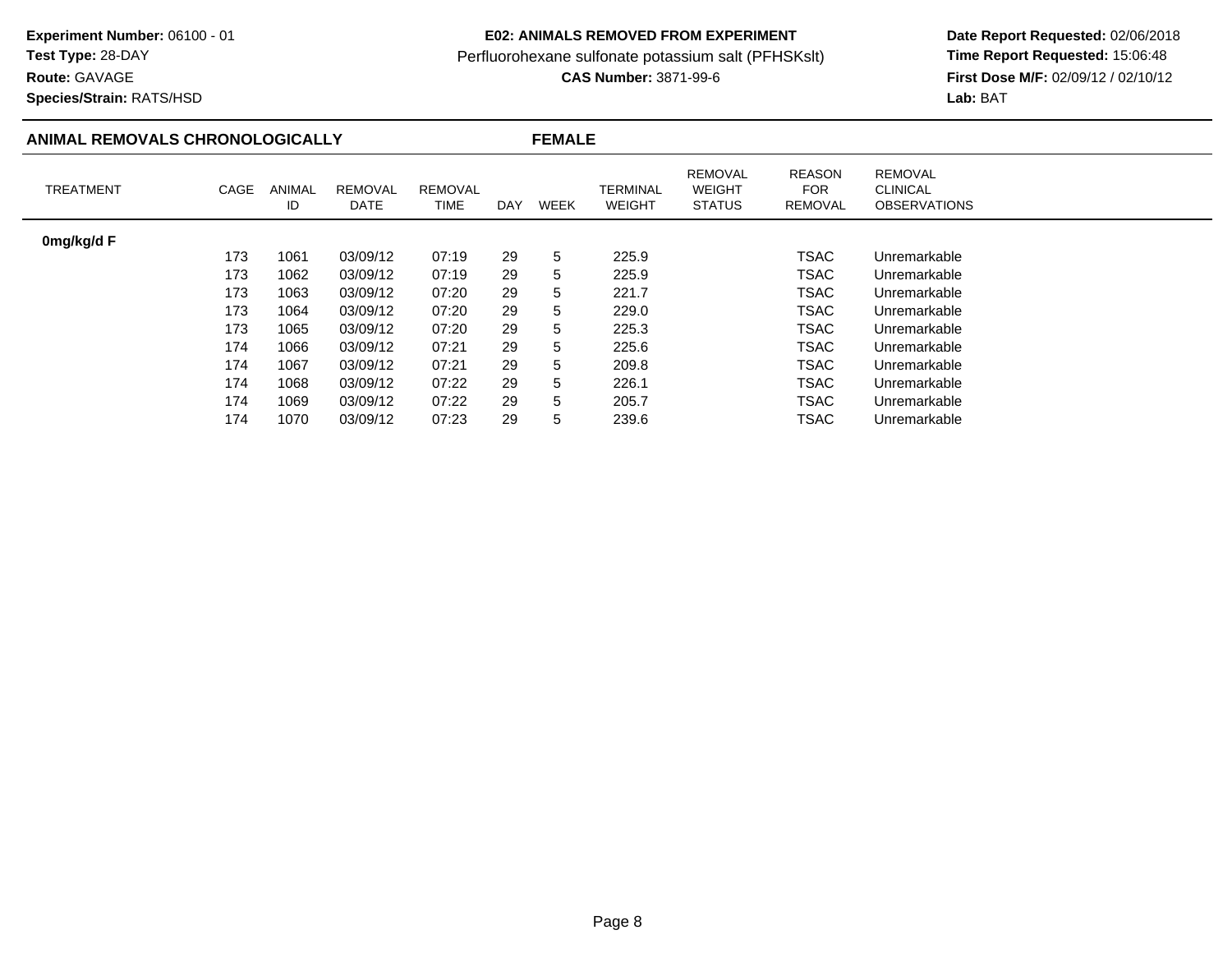**Experiment Number:** 06100 - 01
**Test Type:** 28-DAY
**Route:** GAVAGE
**Species/Strain:** RATS/HSD

**E02: ANIMALS REMOVED FROM EXPERIMENT**
Perfluorohexane sulfonate potassium salt (PFHSKslt)
**CAS Number:** 3871-99-6

**Date Report Requested:** 02/06/2018
**Time Report Requested:** 15:06:48
**First Dose M/F:** 02/09/12 / 02/10/12
**Lab:** BAT

## ANIMAL REMOVALS CHRONOLOGICALLY — FEMALE

| TREATMENT | CAGE | ANIMAL ID | REMOVAL DATE | REMOVAL TIME | DAY | WEEK | TERMINAL WEIGHT | REMOVAL WEIGHT STATUS | REASON FOR REMOVAL | REMOVAL CLINICAL OBSERVATIONS |
|---|---|---|---|---|---|---|---|---|---|---|
| **0mg/kg/d F** | | | | | | | | | | |
| | 173 | 1061 | 03/09/12 | 07:19 | 29 | 5 | 225.9 | | TSAC | Unremarkable |
| | 173 | 1062 | 03/09/12 | 07:19 | 29 | 5 | 225.9 | | TSAC | Unremarkable |
| | 173 | 1063 | 03/09/12 | 07:20 | 29 | 5 | 221.7 | | TSAC | Unremarkable |
| | 173 | 1064 | 03/09/12 | 07:20 | 29 | 5 | 229.0 | | TSAC | Unremarkable |
| | 173 | 1065 | 03/09/12 | 07:20 | 29 | 5 | 225.3 | | TSAC | Unremarkable |
| | 174 | 1066 | 03/09/12 | 07:21 | 29 | 5 | 225.6 | | TSAC | Unremarkable |
| | 174 | 1067 | 03/09/12 | 07:21 | 29 | 5 | 209.8 | | TSAC | Unremarkable |
| | 174 | 1068 | 03/09/12 | 07:22 | 29 | 5 | 226.1 | | TSAC | Unremarkable |
| | 174 | 1069 | 03/09/12 | 07:22 | 29 | 5 | 205.7 | | TSAC | Unremarkable |
| | 174 | 1070 | 03/09/12 | 07:23 | 29 | 5 | 239.6 | | TSAC | Unremarkable |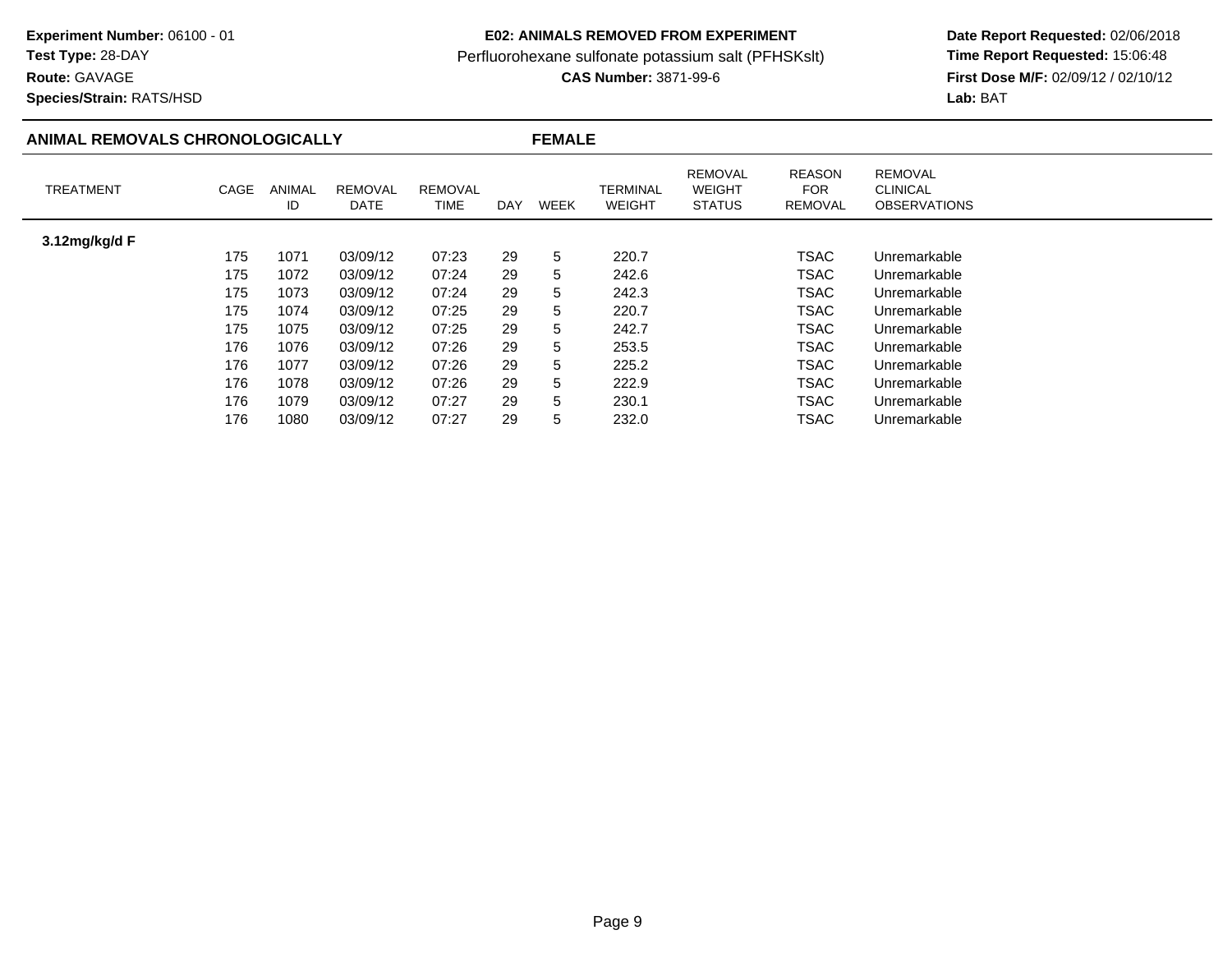**Experiment Number:** 06100 - 01
**Test Type:** 28-DAY
**Route:** GAVAGE
**Species/Strain:** RATS/HSD

**E02: ANIMALS REMOVED FROM EXPERIMENT**
Perfluorohexane sulfonate potassium salt (PFHSKslt)
**CAS Number:** 3871-99-6

**Date Report Requested:** 02/06/2018
**Time Report Requested:** 15:06:48
**First Dose M/F:** 02/09/12 / 02/10/12
**Lab:** BAT

## ANIMAL REMOVALS CHRONOLOGICALLY — FEMALE

| TREATMENT | CAGE | ANIMAL ID | REMOVAL DATE | REMOVAL TIME | DAY | WEEK | TERMINAL WEIGHT | REMOVAL WEIGHT STATUS | REASON FOR REMOVAL | REMOVAL CLINICAL OBSERVATIONS |
|---|---|---|---|---|---|---|---|---|---|---|
| **3.12mg/kg/d F** | | | | | | | | | | |
| | 175 | 1071 | 03/09/12 | 07:23 | 29 | 5 | 220.7 | | TSAC | Unremarkable |
| | 175 | 1072 | 03/09/12 | 07:24 | 29 | 5 | 242.6 | | TSAC | Unremarkable |
| | 175 | 1073 | 03/09/12 | 07:24 | 29 | 5 | 242.3 | | TSAC | Unremarkable |
| | 175 | 1074 | 03/09/12 | 07:25 | 29 | 5 | 220.7 | | TSAC | Unremarkable |
| | 175 | 1075 | 03/09/12 | 07:25 | 29 | 5 | 242.7 | | TSAC | Unremarkable |
| | 176 | 1076 | 03/09/12 | 07:26 | 29 | 5 | 253.5 | | TSAC | Unremarkable |
| | 176 | 1077 | 03/09/12 | 07:26 | 29 | 5 | 225.2 | | TSAC | Unremarkable |
| | 176 | 1078 | 03/09/12 | 07:26 | 29 | 5 | 222.9 | | TSAC | Unremarkable |
| | 176 | 1079 | 03/09/12 | 07:27 | 29 | 5 | 230.1 | | TSAC | Unremarkable |
| | 176 | 1080 | 03/09/12 | 07:27 | 29 | 5 | 232.0 | | TSAC | Unremarkable |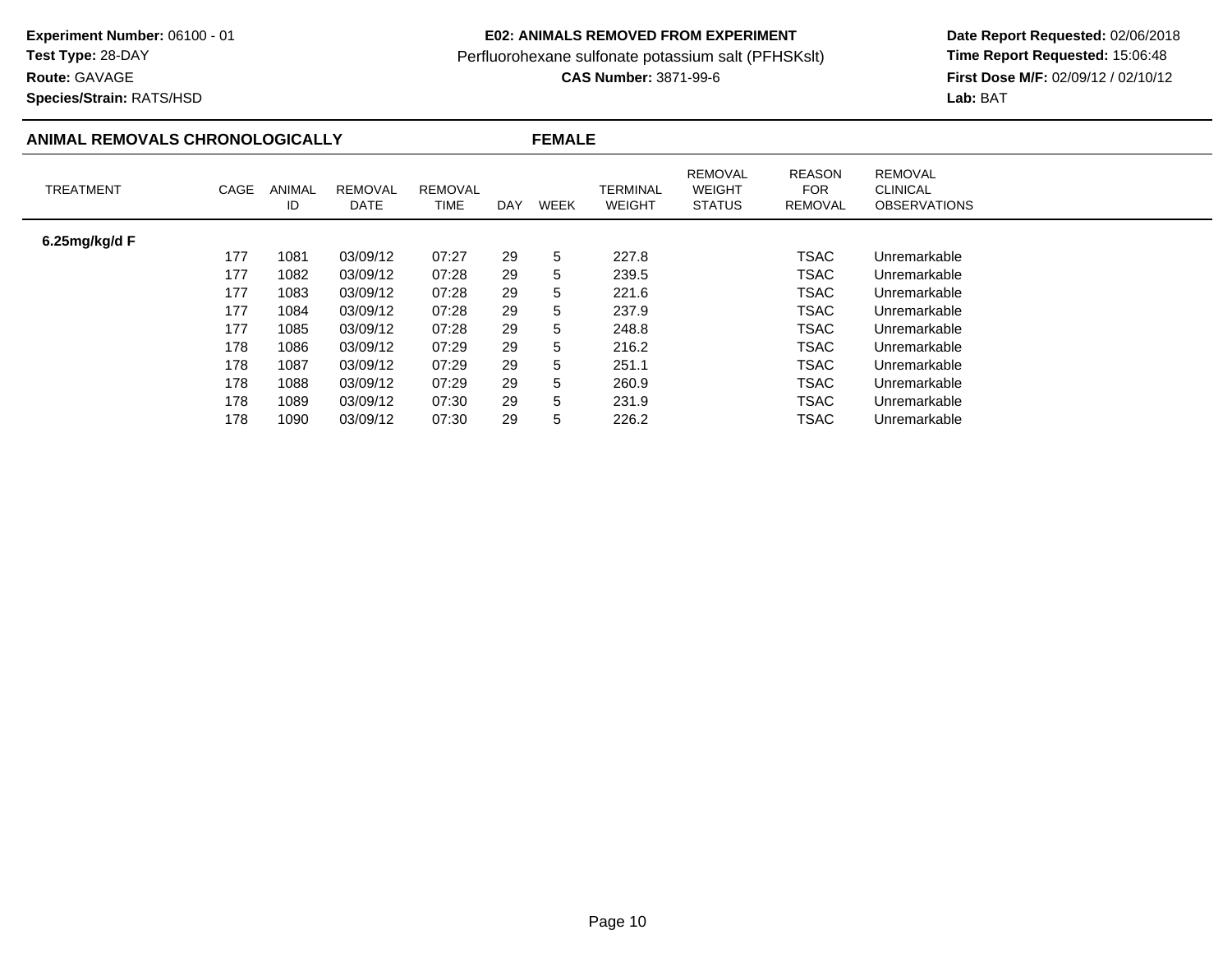**Experiment Number:** 06100 - 01
**Test Type:** 28-DAY
**Route:** GAVAGE
**Species/Strain:** RATS/HSD

**E02: ANIMALS REMOVED FROM EXPERIMENT**
Perfluorohexane sulfonate potassium salt (PFHSKslt)
**CAS Number:** 3871-99-6

**Date Report Requested:** 02/06/2018
**Time Report Requested:** 15:06:48
**First Dose M/F:** 02/09/12 / 02/10/12
**Lab:** BAT

## ANIMAL REMOVALS CHRONOLOGICALLY — FEMALE

| TREATMENT | CAGE | ANIMAL ID | REMOVAL DATE | REMOVAL TIME | DAY | WEEK | TERMINAL WEIGHT | REMOVAL WEIGHT STATUS | REASON FOR REMOVAL | REMOVAL CLINICAL OBSERVATIONS |
|---|---|---|---|---|---|---|---|---|---|---|
| **6.25mg/kg/d F** | | | | | | | | | | |
| | 177 | 1081 | 03/09/12 | 07:27 | 29 | 5 | 227.8 | | TSAC | Unremarkable |
| | 177 | 1082 | 03/09/12 | 07:28 | 29 | 5 | 239.5 | | TSAC | Unremarkable |
| | 177 | 1083 | 03/09/12 | 07:28 | 29 | 5 | 221.6 | | TSAC | Unremarkable |
| | 177 | 1084 | 03/09/12 | 07:28 | 29 | 5 | 237.9 | | TSAC | Unremarkable |
| | 177 | 1085 | 03/09/12 | 07:28 | 29 | 5 | 248.8 | | TSAC | Unremarkable |
| | 178 | 1086 | 03/09/12 | 07:29 | 29 | 5 | 216.2 | | TSAC | Unremarkable |
| | 178 | 1087 | 03/09/12 | 07:29 | 29 | 5 | 251.1 | | TSAC | Unremarkable |
| | 178 | 1088 | 03/09/12 | 07:29 | 29 | 5 | 260.9 | | TSAC | Unremarkable |
| | 178 | 1089 | 03/09/12 | 07:30 | 29 | 5 | 231.9 | | TSAC | Unremarkable |
| | 178 | 1090 | 03/09/12 | 07:30 | 29 | 5 | 226.2 | | TSAC | Unremarkable |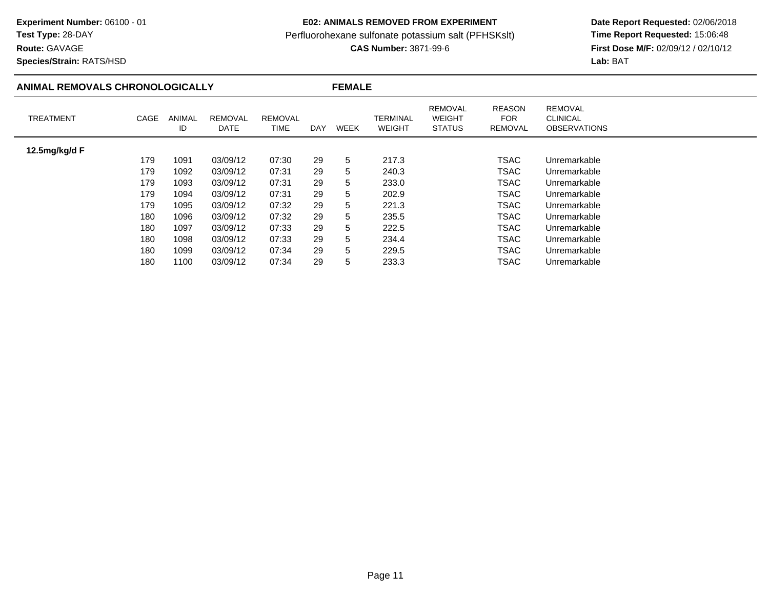**Experiment Number:** 06100 - 01
**Test Type:** 28-DAY
**Route:** GAVAGE
**Species/Strain:** RATS/HSD

**E02: ANIMALS REMOVED FROM EXPERIMENT**
Perfluorohexane sulfonate potassium salt (PFHSKslt)
**CAS Number:** 3871-99-6

**Date Report Requested:** 02/06/2018
**Time Report Requested:** 15:06:48
**First Dose M/F:** 02/09/12 / 02/10/12
**Lab:** BAT

## ANIMAL REMOVALS CHRONOLOGICALLY — FEMALE

| TREATMENT | CAGE | ANIMAL ID | REMOVAL DATE | REMOVAL TIME | DAY | WEEK | TERMINAL WEIGHT | REMOVAL WEIGHT STATUS | REASON FOR REMOVAL | REMOVAL CLINICAL OBSERVATIONS |
|---|---|---|---|---|---|---|---|---|---|---|
| **12.5mg/kg/d F** | | | | | | | | | | |
| | 179 | 1091 | 03/09/12 | 07:30 | 29 | 5 | 217.3 | | TSAC | Unremarkable |
| | 179 | 1092 | 03/09/12 | 07:31 | 29 | 5 | 240.3 | | TSAC | Unremarkable |
| | 179 | 1093 | 03/09/12 | 07:31 | 29 | 5 | 233.0 | | TSAC | Unremarkable |
| | 179 | 1094 | 03/09/12 | 07:31 | 29 | 5 | 202.9 | | TSAC | Unremarkable |
| | 179 | 1095 | 03/09/12 | 07:32 | 29 | 5 | 221.3 | | TSAC | Unremarkable |
| | 180 | 1096 | 03/09/12 | 07:32 | 29 | 5 | 235.5 | | TSAC | Unremarkable |
| | 180 | 1097 | 03/09/12 | 07:33 | 29 | 5 | 222.5 | | TSAC | Unremarkable |
| | 180 | 1098 | 03/09/12 | 07:33 | 29 | 5 | 234.4 | | TSAC | Unremarkable |
| | 180 | 1099 | 03/09/12 | 07:34 | 29 | 5 | 229.5 | | TSAC | Unremarkable |
| | 180 | 1100 | 03/09/12 | 07:34 | 29 | 5 | 233.3 | | TSAC | Unremarkable |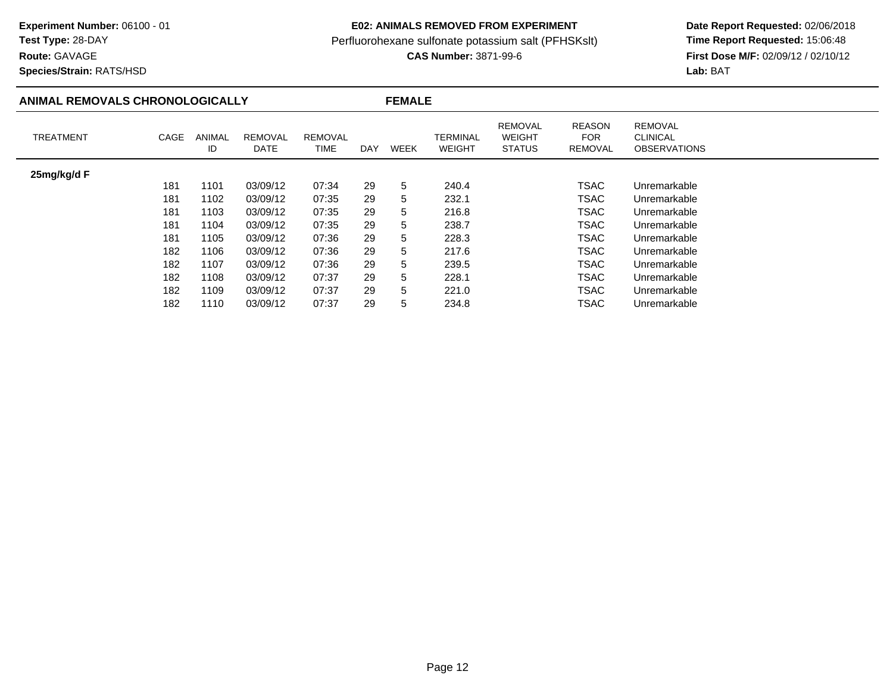**Experiment Number:** 06100 - 01
**Test Type:** 28-DAY
**Route:** GAVAGE
**Species/Strain:** RATS/HSD

**E02: ANIMALS REMOVED FROM EXPERIMENT**
Perfluorohexane sulfonate potassium salt (PFHSKslt)
**CAS Number:** 3871-99-6

**Date Report Requested:** 02/06/2018
**Time Report Requested:** 15:06:48
**First Dose M/F:** 02/09/12 / 02/10/12
**Lab:** BAT

## ANIMAL REMOVALS CHRONOLOGICALLY — FEMALE

| TREATMENT | CAGE | ANIMAL ID | REMOVAL DATE | REMOVAL TIME | DAY | WEEK | TERMINAL WEIGHT | REMOVAL WEIGHT STATUS | REASON FOR REMOVAL | REMOVAL CLINICAL OBSERVATIONS |
|---|---|---|---|---|---|---|---|---|---|---|
| **25mg/kg/d F** | | | | | | | | | | |
| | 181 | 1101 | 03/09/12 | 07:34 | 29 | 5 | 240.4 | | TSAC | Unremarkable |
| | 181 | 1102 | 03/09/12 | 07:35 | 29 | 5 | 232.1 | | TSAC | Unremarkable |
| | 181 | 1103 | 03/09/12 | 07:35 | 29 | 5 | 216.8 | | TSAC | Unremarkable |
| | 181 | 1104 | 03/09/12 | 07:35 | 29 | 5 | 238.7 | | TSAC | Unremarkable |
| | 181 | 1105 | 03/09/12 | 07:36 | 29 | 5 | 228.3 | | TSAC | Unremarkable |
| | 182 | 1106 | 03/09/12 | 07:36 | 29 | 5 | 217.6 | | TSAC | Unremarkable |
| | 182 | 1107 | 03/09/12 | 07:36 | 29 | 5 | 239.5 | | TSAC | Unremarkable |
| | 182 | 1108 | 03/09/12 | 07:37 | 29 | 5 | 228.1 | | TSAC | Unremarkable |
| | 182 | 1109 | 03/09/12 | 07:37 | 29 | 5 | 221.0 | | TSAC | Unremarkable |
| | 182 | 1110 | 03/09/12 | 07:37 | 29 | 5 | 234.8 | | TSAC | Unremarkable |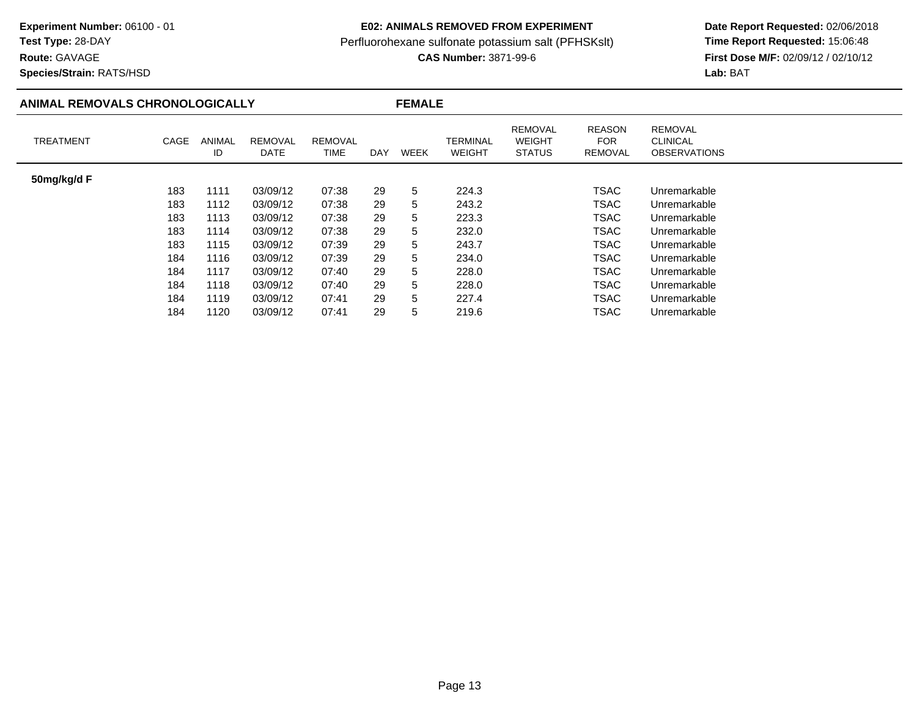**Experiment Number:** 06100 - 01
**Test Type:** 28-DAY
**Route:** GAVAGE
**Species/Strain:** RATS/HSD

**E02: ANIMALS REMOVED FROM EXPERIMENT**
Perfluorohexane sulfonate potassium salt (PFHSKslt)
**CAS Number:** 3871-99-6

**Date Report Requested:** 02/06/2018
**Time Report Requested:** 15:06:48
**First Dose M/F:** 02/09/12 / 02/10/12
**Lab:** BAT

## ANIMAL REMOVALS CHRONOLOGICALLY — FEMALE

| TREATMENT | CAGE | ANIMAL ID | REMOVAL DATE | REMOVAL TIME | DAY | WEEK | TERMINAL WEIGHT | REMOVAL WEIGHT STATUS | REASON FOR REMOVAL | REMOVAL CLINICAL OBSERVATIONS |
|---|---|---|---|---|---|---|---|---|---|---|
| **50mg/kg/d F** | | | | | | | | | | |
| | 183 | 1111 | 03/09/12 | 07:38 | 29 | 5 | 224.3 | | TSAC | Unremarkable |
| | 183 | 1112 | 03/09/12 | 07:38 | 29 | 5 | 243.2 | | TSAC | Unremarkable |
| | 183 | 1113 | 03/09/12 | 07:38 | 29 | 5 | 223.3 | | TSAC | Unremarkable |
| | 183 | 1114 | 03/09/12 | 07:38 | 29 | 5 | 232.0 | | TSAC | Unremarkable |
| | 183 | 1115 | 03/09/12 | 07:39 | 29 | 5 | 243.7 | | TSAC | Unremarkable |
| | 184 | 1116 | 03/09/12 | 07:39 | 29 | 5 | 234.0 | | TSAC | Unremarkable |
| | 184 | 1117 | 03/09/12 | 07:40 | 29 | 5 | 228.0 | | TSAC | Unremarkable |
| | 184 | 1118 | 03/09/12 | 07:40 | 29 | 5 | 228.0 | | TSAC | Unremarkable |
| | 184 | 1119 | 03/09/12 | 07:41 | 29 | 5 | 227.4 | | TSAC | Unremarkable |
| | 184 | 1120 | 03/09/12 | 07:41 | 29 | 5 | 219.6 | | TSAC | Unremarkable |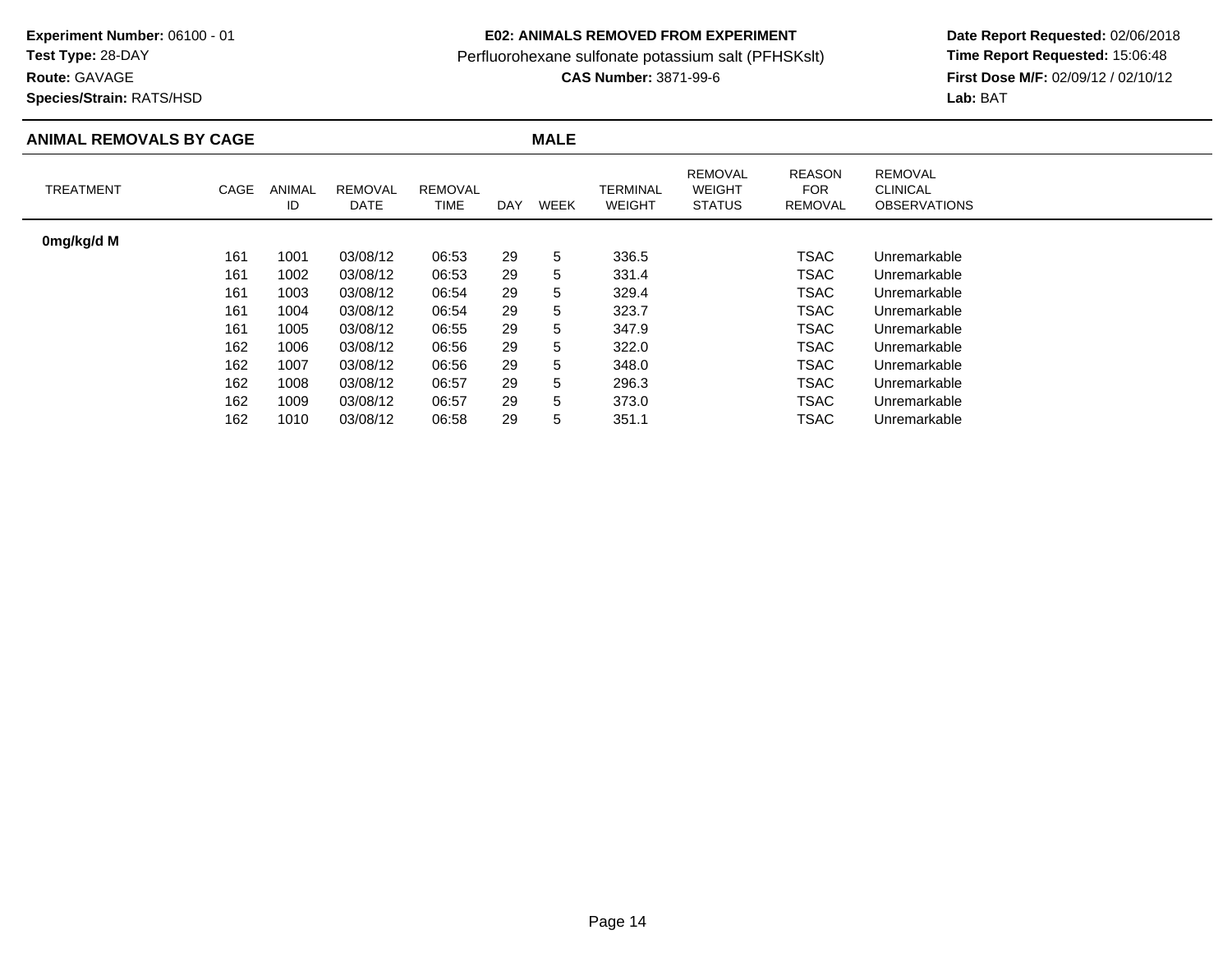**Experiment Number:** 06100 - 01
**Test Type:** 28-DAY
**Route:** GAVAGE
**Species/Strain:** RATS/HSD

**E02: ANIMALS REMOVED FROM EXPERIMENT**
Perfluorohexane sulfonate potassium salt (PFHSKslt)
**CAS Number:** 3871-99-6

**Date Report Requested:** 02/06/2018
**Time Report Requested:** 15:06:48
**First Dose M/F:** 02/09/12 / 02/10/12
**Lab:** BAT

## ANIMAL REMOVALS BY CAGE — MALE

| TREATMENT | CAGE | ANIMAL ID | REMOVAL DATE | REMOVAL TIME | DAY | WEEK | TERMINAL WEIGHT | REMOVAL WEIGHT STATUS | REASON FOR REMOVAL | REMOVAL CLINICAL OBSERVATIONS |
|---|---|---|---|---|---|---|---|---|---|---|
| **0mg/kg/d M** | | | | | | | | | | |
| | 161 | 1001 | 03/08/12 | 06:53 | 29 | 5 | 336.5 | | TSAC | Unremarkable |
| | 161 | 1002 | 03/08/12 | 06:53 | 29 | 5 | 331.4 | | TSAC | Unremarkable |
| | 161 | 1003 | 03/08/12 | 06:54 | 29 | 5 | 329.4 | | TSAC | Unremarkable |
| | 161 | 1004 | 03/08/12 | 06:54 | 29 | 5 | 323.7 | | TSAC | Unremarkable |
| | 161 | 1005 | 03/08/12 | 06:55 | 29 | 5 | 347.9 | | TSAC | Unremarkable |
| | 162 | 1006 | 03/08/12 | 06:56 | 29 | 5 | 322.0 | | TSAC | Unremarkable |
| | 162 | 1007 | 03/08/12 | 06:56 | 29 | 5 | 348.0 | | TSAC | Unremarkable |
| | 162 | 1008 | 03/08/12 | 06:57 | 29 | 5 | 296.3 | | TSAC | Unremarkable |
| | 162 | 1009 | 03/08/12 | 06:57 | 29 | 5 | 373.0 | | TSAC | Unremarkable |
| | 162 | 1010 | 03/08/12 | 06:58 | 29 | 5 | 351.1 | | TSAC | Unremarkable |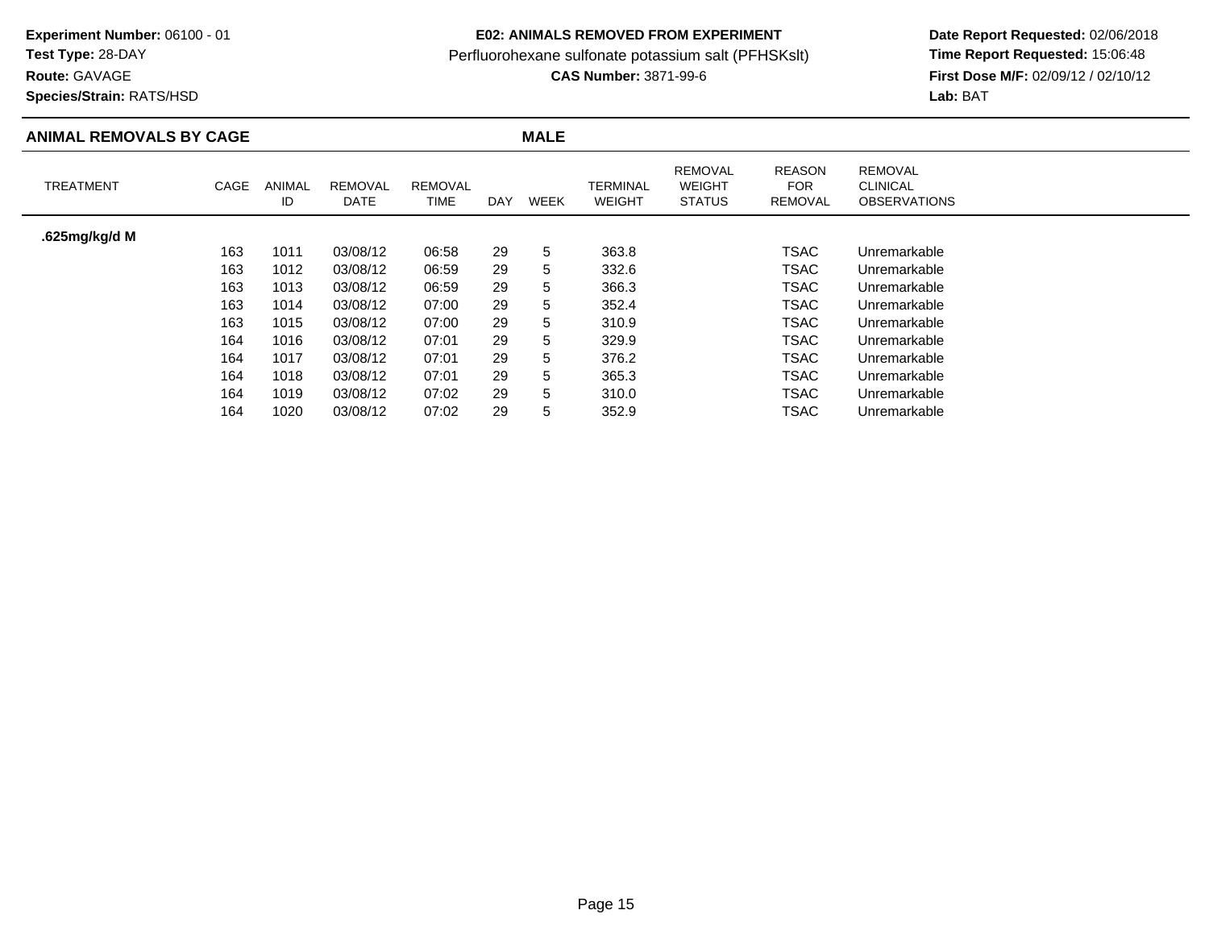**Experiment Number:** 06100 - 01
**Test Type:** 28-DAY
**Route:** GAVAGE
**Species/Strain:** RATS/HSD

**E02: ANIMALS REMOVED FROM EXPERIMENT**
Perfluorohexane sulfonate potassium salt (PFHSKslt)
**CAS Number:** 3871-99-6

**Date Report Requested:** 02/06/2018
**Time Report Requested:** 15:06:48
**First Dose M/F:** 02/09/12 / 02/10/12
**Lab:** BAT

**ANIMAL REMOVALS BY CAGE** **MALE**

| TREATMENT | CAGE | ANIMAL ID | REMOVAL DATE | REMOVAL TIME | DAY | WEEK | TERMINAL WEIGHT | REMOVAL WEIGHT STATUS | REASON FOR REMOVAL | REMOVAL CLINICAL OBSERVATIONS |
|---|---|---|---|---|---|---|---|---|---|---|
| **.625mg/kg/d M** | | | | | | | | | | |
| | 163 | 1011 | 03/08/12 | 06:58 | 29 | 5 | 363.8 | | TSAC | Unremarkable |
| | 163 | 1012 | 03/08/12 | 06:59 | 29 | 5 | 332.6 | | TSAC | Unremarkable |
| | 163 | 1013 | 03/08/12 | 06:59 | 29 | 5 | 366.3 | | TSAC | Unremarkable |
| | 163 | 1014 | 03/08/12 | 07:00 | 29 | 5 | 352.4 | | TSAC | Unremarkable |
| | 163 | 1015 | 03/08/12 | 07:00 | 29 | 5 | 310.9 | | TSAC | Unremarkable |
| | 164 | 1016 | 03/08/12 | 07:01 | 29 | 5 | 329.9 | | TSAC | Unremarkable |
| | 164 | 1017 | 03/08/12 | 07:01 | 29 | 5 | 376.2 | | TSAC | Unremarkable |
| | 164 | 1018 | 03/08/12 | 07:01 | 29 | 5 | 365.3 | | TSAC | Unremarkable |
| | 164 | 1019 | 03/08/12 | 07:02 | 29 | 5 | 310.0 | | TSAC | Unremarkable |
| | 164 | 1020 | 03/08/12 | 07:02 | 29 | 5 | 352.9 | | TSAC | Unremarkable |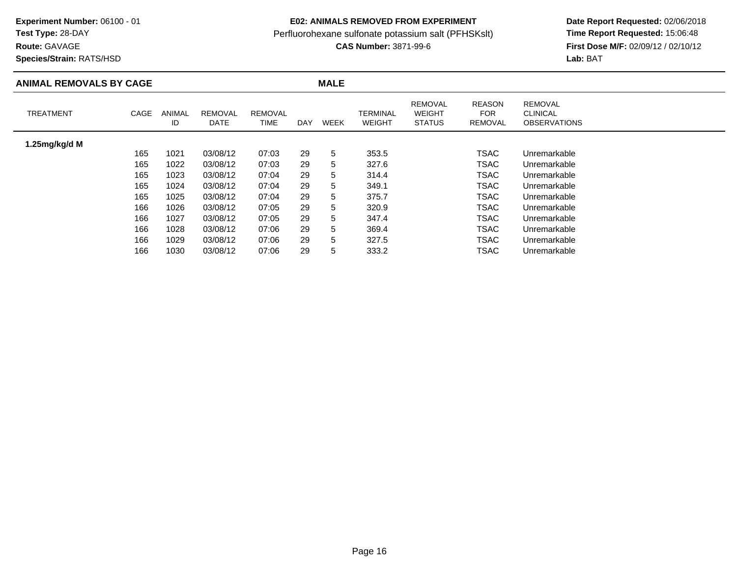**Experiment Number:** 06100 - 01
**Test Type:** 28-DAY
**Route:** GAVAGE
**Species/Strain:** RATS/HSD

**E02: ANIMALS REMOVED FROM EXPERIMENT**
Perfluorohexane sulfonate potassium salt (PFHSKslt)
**CAS Number:** 3871-99-6

**Date Report Requested:** 02/06/2018
**Time Report Requested:** 15:06:48
**First Dose M/F:** 02/09/12 / 02/10/12
**Lab:** BAT

## ANIMAL REMOVALS BY CAGE — MALE

| TREATMENT | CAGE | ANIMAL ID | REMOVAL DATE | REMOVAL TIME | DAY | WEEK | TERMINAL WEIGHT | REMOVAL WEIGHT STATUS | REASON FOR REMOVAL | REMOVAL CLINICAL OBSERVATIONS |
|---|---|---|---|---|---|---|---|---|---|---|
| **1.25mg/kg/d M** | | | | | | | | | | |
| | 165 | 1021 | 03/08/12 | 07:03 | 29 | 5 | 353.5 | | TSAC | Unremarkable |
| | 165 | 1022 | 03/08/12 | 07:03 | 29 | 5 | 327.6 | | TSAC | Unremarkable |
| | 165 | 1023 | 03/08/12 | 07:04 | 29 | 5 | 314.4 | | TSAC | Unremarkable |
| | 165 | 1024 | 03/08/12 | 07:04 | 29 | 5 | 349.1 | | TSAC | Unremarkable |
| | 165 | 1025 | 03/08/12 | 07:04 | 29 | 5 | 375.7 | | TSAC | Unremarkable |
| | 166 | 1026 | 03/08/12 | 07:05 | 29 | 5 | 320.9 | | TSAC | Unremarkable |
| | 166 | 1027 | 03/08/12 | 07:05 | 29 | 5 | 347.4 | | TSAC | Unremarkable |
| | 166 | 1028 | 03/08/12 | 07:06 | 29 | 5 | 369.4 | | TSAC | Unremarkable |
| | 166 | 1029 | 03/08/12 | 07:06 | 29 | 5 | 327.5 | | TSAC | Unremarkable |
| | 166 | 1030 | 03/08/12 | 07:06 | 29 | 5 | 333.2 | | TSAC | Unremarkable |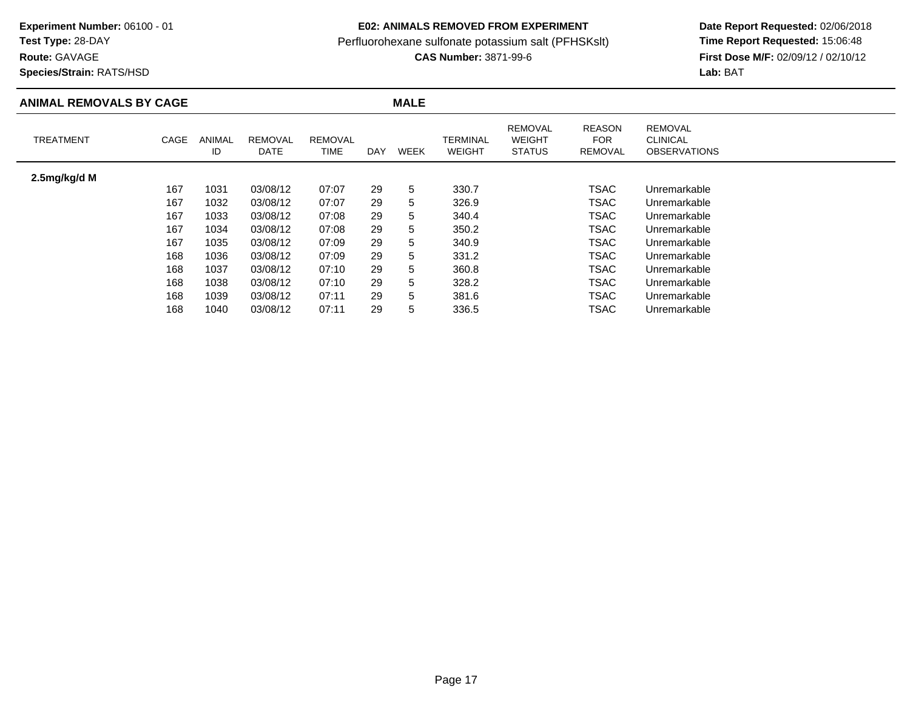**Experiment Number:** 06100 - 01
**Test Type:** 28-DAY
**Route:** GAVAGE
**Species/Strain:** RATS/HSD

**E02: ANIMALS REMOVED FROM EXPERIMENT**
Perfluorohexane sulfonate potassium salt (PFHSKslt)
**CAS Number:** 3871-99-6

**Date Report Requested:** 02/06/2018
**Time Report Requested:** 15:06:48
**First Dose M/F:** 02/09/12 / 02/10/12
**Lab:** BAT

## ANIMAL REMOVALS BY CAGE — MALE

| TREATMENT | CAGE | ANIMAL ID | REMOVAL DATE | REMOVAL TIME | DAY | WEEK | TERMINAL WEIGHT | REMOVAL WEIGHT STATUS | REASON FOR REMOVAL | REMOVAL CLINICAL OBSERVATIONS |
|---|---|---|---|---|---|---|---|---|---|---|
| **2.5mg/kg/d M** | | | | | | | | | | |
| | 167 | 1031 | 03/08/12 | 07:07 | 29 | 5 | 330.7 | | TSAC | Unremarkable |
| | 167 | 1032 | 03/08/12 | 07:07 | 29 | 5 | 326.9 | | TSAC | Unremarkable |
| | 167 | 1033 | 03/08/12 | 07:08 | 29 | 5 | 340.4 | | TSAC | Unremarkable |
| | 167 | 1034 | 03/08/12 | 07:08 | 29 | 5 | 350.2 | | TSAC | Unremarkable |
| | 167 | 1035 | 03/08/12 | 07:09 | 29 | 5 | 340.9 | | TSAC | Unremarkable |
| | 168 | 1036 | 03/08/12 | 07:09 | 29 | 5 | 331.2 | | TSAC | Unremarkable |
| | 168 | 1037 | 03/08/12 | 07:10 | 29 | 5 | 360.8 | | TSAC | Unremarkable |
| | 168 | 1038 | 03/08/12 | 07:10 | 29 | 5 | 328.2 | | TSAC | Unremarkable |
| | 168 | 1039 | 03/08/12 | 07:11 | 29 | 5 | 381.6 | | TSAC | Unremarkable |
| | 168 | 1040 | 03/08/12 | 07:11 | 29 | 5 | 336.5 | | TSAC | Unremarkable |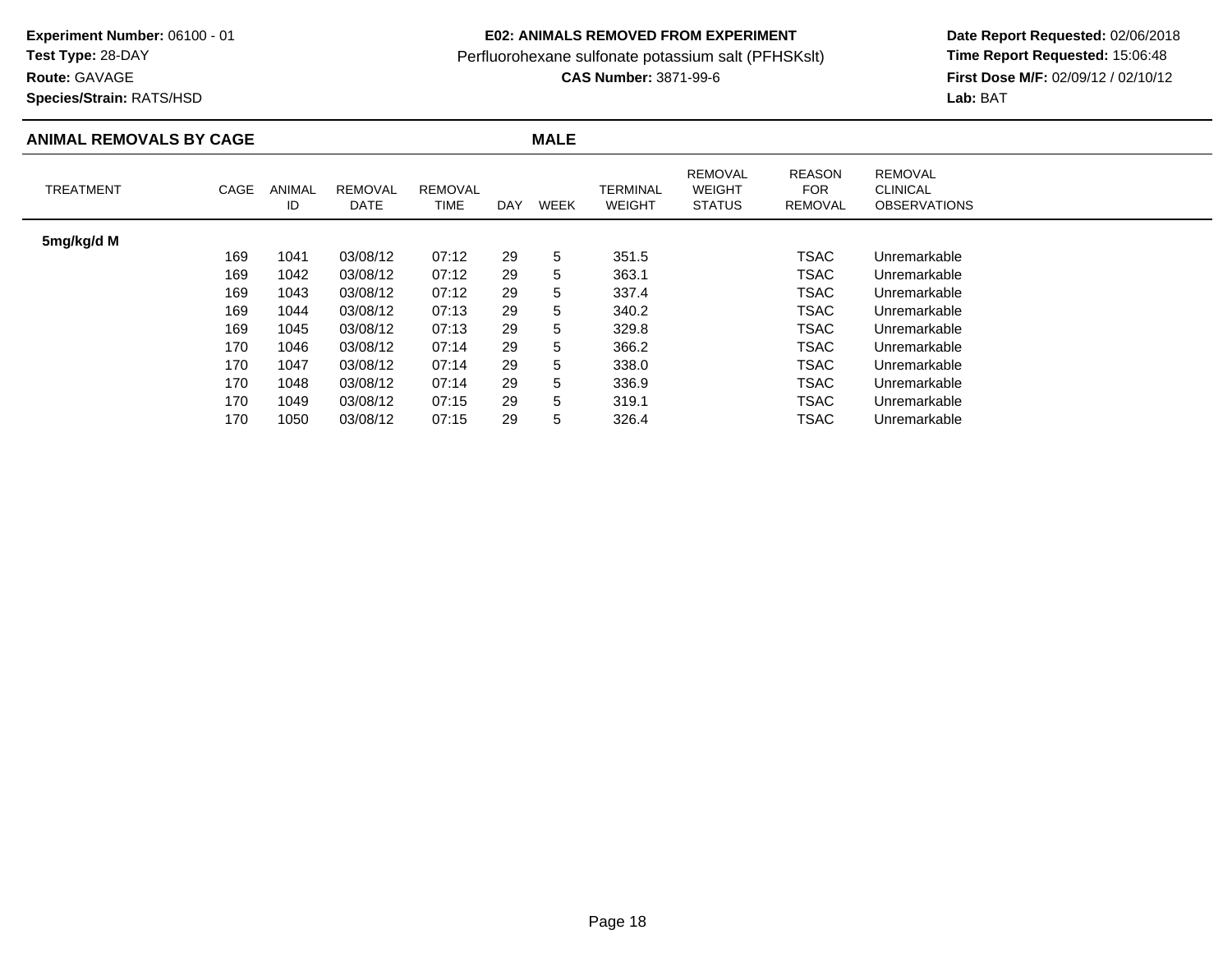**Experiment Number:** 06100 - 01
**Test Type:** 28-DAY
**Route:** GAVAGE
**Species/Strain:** RATS/HSD

**E02: ANIMALS REMOVED FROM EXPERIMENT**
Perfluorohexane sulfonate potassium salt (PFHSKslt)
**CAS Number:** 3871-99-6

**Date Report Requested:** 02/06/2018
**Time Report Requested:** 15:06:48
**First Dose M/F:** 02/09/12 / 02/10/12
**Lab:** BAT

## ANIMAL REMOVALS BY CAGE — MALE

| TREATMENT | CAGE | ANIMAL ID | REMOVAL DATE | REMOVAL TIME | DAY | WEEK | TERMINAL WEIGHT | REMOVAL WEIGHT STATUS | REASON FOR REMOVAL | REMOVAL CLINICAL OBSERVATIONS |
|---|---|---|---|---|---|---|---|---|---|---|
| **5mg/kg/d M** | | | | | | | | | | |
| | 169 | 1041 | 03/08/12 | 07:12 | 29 | 5 | 351.5 | | TSAC | Unremarkable |
| | 169 | 1042 | 03/08/12 | 07:12 | 29 | 5 | 363.1 | | TSAC | Unremarkable |
| | 169 | 1043 | 03/08/12 | 07:12 | 29 | 5 | 337.4 | | TSAC | Unremarkable |
| | 169 | 1044 | 03/08/12 | 07:13 | 29 | 5 | 340.2 | | TSAC | Unremarkable |
| | 169 | 1045 | 03/08/12 | 07:13 | 29 | 5 | 329.8 | | TSAC | Unremarkable |
| | 170 | 1046 | 03/08/12 | 07:14 | 29 | 5 | 366.2 | | TSAC | Unremarkable |
| | 170 | 1047 | 03/08/12 | 07:14 | 29 | 5 | 338.0 | | TSAC | Unremarkable |
| | 170 | 1048 | 03/08/12 | 07:14 | 29 | 5 | 336.9 | | TSAC | Unremarkable |
| | 170 | 1049 | 03/08/12 | 07:15 | 29 | 5 | 319.1 | | TSAC | Unremarkable |
| | 170 | 1050 | 03/08/12 | 07:15 | 29 | 5 | 326.4 | | TSAC | Unremarkable |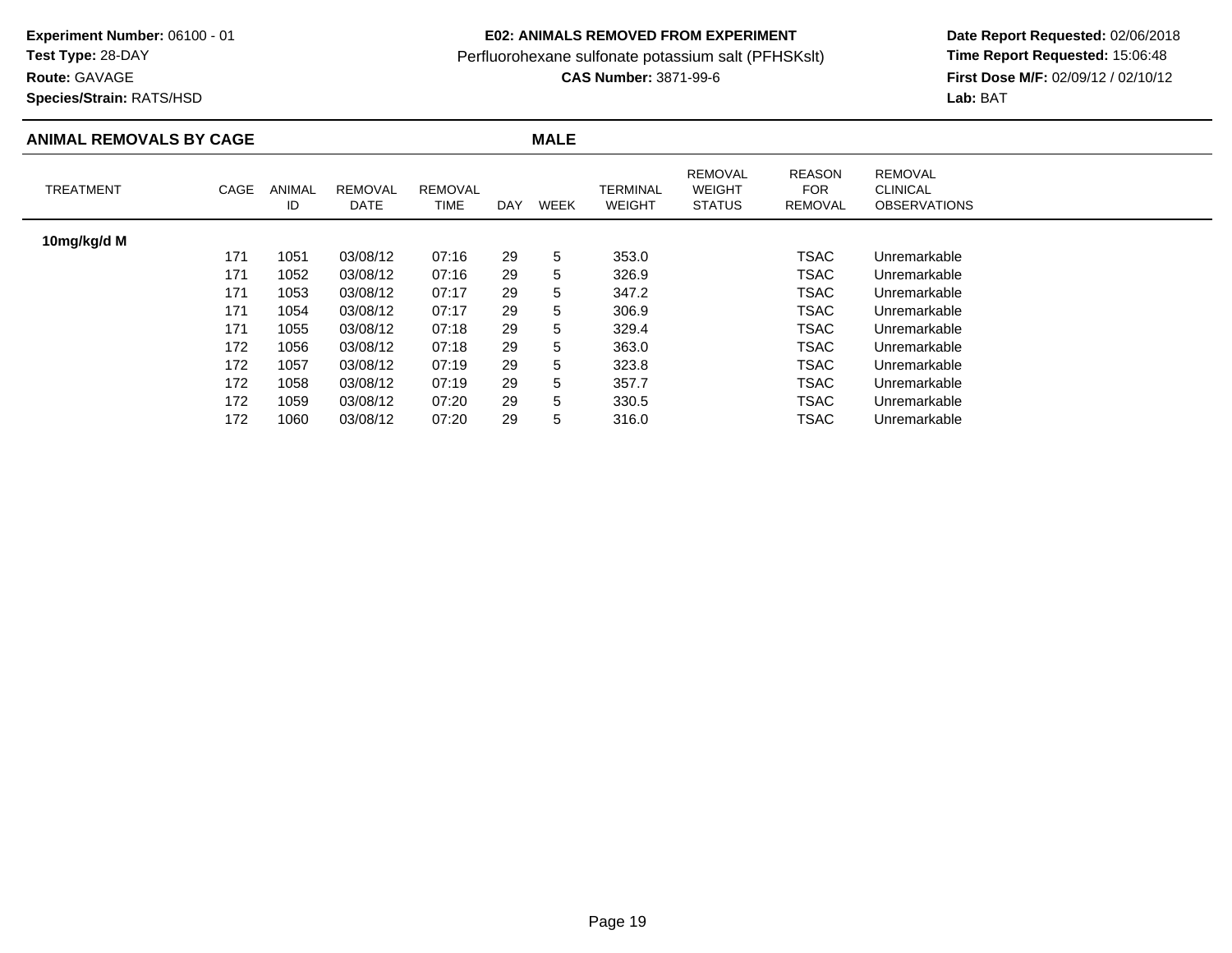**Experiment Number:** 06100 - 01
**Test Type:** 28-DAY
**Route:** GAVAGE
**Species/Strain:** RATS/HSD

**E02: ANIMALS REMOVED FROM EXPERIMENT**
Perfluorohexane sulfonate potassium salt (PFHSKslt)
**CAS Number:** 3871-99-6

**Date Report Requested:** 02/06/2018
**Time Report Requested:** 15:06:48
**First Dose M/F:** 02/09/12 / 02/10/12
**Lab:** BAT

## ANIMAL REMOVALS BY CAGE — MALE

| TREATMENT | CAGE | ANIMAL ID | REMOVAL DATE | REMOVAL TIME | DAY | WEEK | TERMINAL WEIGHT | REMOVAL WEIGHT STATUS | REASON FOR REMOVAL | REMOVAL CLINICAL OBSERVATIONS |
|---|---|---|---|---|---|---|---|---|---|---|
| **10mg/kg/d M** | | | | | | | | | | |
| | 171 | 1051 | 03/08/12 | 07:16 | 29 | 5 | 353.0 | | TSAC | Unremarkable |
| | 171 | 1052 | 03/08/12 | 07:16 | 29 | 5 | 326.9 | | TSAC | Unremarkable |
| | 171 | 1053 | 03/08/12 | 07:17 | 29 | 5 | 347.2 | | TSAC | Unremarkable |
| | 171 | 1054 | 03/08/12 | 07:17 | 29 | 5 | 306.9 | | TSAC | Unremarkable |
| | 171 | 1055 | 03/08/12 | 07:18 | 29 | 5 | 329.4 | | TSAC | Unremarkable |
| | 172 | 1056 | 03/08/12 | 07:18 | 29 | 5 | 363.0 | | TSAC | Unremarkable |
| | 172 | 1057 | 03/08/12 | 07:19 | 29 | 5 | 323.8 | | TSAC | Unremarkable |
| | 172 | 1058 | 03/08/12 | 07:19 | 29 | 5 | 357.7 | | TSAC | Unremarkable |
| | 172 | 1059 | 03/08/12 | 07:20 | 29 | 5 | 330.5 | | TSAC | Unremarkable |
| | 172 | 1060 | 03/08/12 | 07:20 | 29 | 5 | 316.0 | | TSAC | Unremarkable |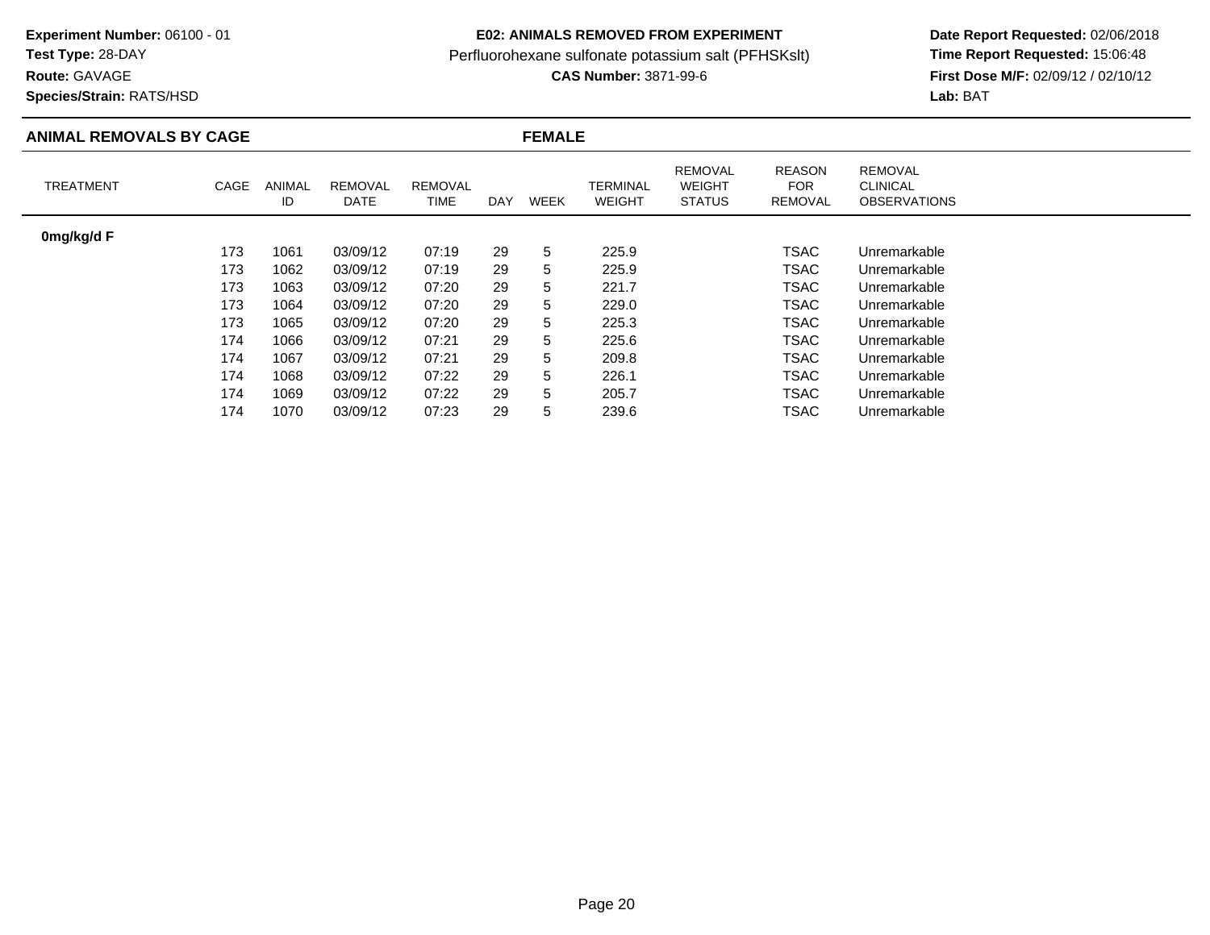**Experiment Number:** 06100 - 01
**Test Type:** 28-DAY
**Route:** GAVAGE
**Species/Strain:** RATS/HSD

**E02: ANIMALS REMOVED FROM EXPERIMENT**
Perfluorohexane sulfonate potassium salt (PFHSKslt)
**CAS Number:** 3871-99-6

**Date Report Requested:** 02/06/2018
**Time Report Requested:** 15:06:48
**First Dose M/F:** 02/09/12 / 02/10/12
**Lab:** BAT

## ANIMAL REMOVALS BY CAGE — FEMALE

| TREATMENT | CAGE | ANIMAL ID | REMOVAL DATE | REMOVAL TIME | DAY | WEEK | TERMINAL WEIGHT | REMOVAL WEIGHT STATUS | REASON FOR REMOVAL | REMOVAL CLINICAL OBSERVATIONS |
|---|---|---|---|---|---|---|---|---|---|---|
| **0mg/kg/d F** | | | | | | | | | | |
| | 173 | 1061 | 03/09/12 | 07:19 | 29 | 5 | 225.9 | | TSAC | Unremarkable |
| | 173 | 1062 | 03/09/12 | 07:19 | 29 | 5 | 225.9 | | TSAC | Unremarkable |
| | 173 | 1063 | 03/09/12 | 07:20 | 29 | 5 | 221.7 | | TSAC | Unremarkable |
| | 173 | 1064 | 03/09/12 | 07:20 | 29 | 5 | 229.0 | | TSAC | Unremarkable |
| | 173 | 1065 | 03/09/12 | 07:20 | 29 | 5 | 225.3 | | TSAC | Unremarkable |
| | 174 | 1066 | 03/09/12 | 07:21 | 29 | 5 | 225.6 | | TSAC | Unremarkable |
| | 174 | 1067 | 03/09/12 | 07:21 | 29 | 5 | 209.8 | | TSAC | Unremarkable |
| | 174 | 1068 | 03/09/12 | 07:22 | 29 | 5 | 226.1 | | TSAC | Unremarkable |
| | 174 | 1069 | 03/09/12 | 07:22 | 29 | 5 | 205.7 | | TSAC | Unremarkable |
| | 174 | 1070 | 03/09/12 | 07:23 | 29 | 5 | 239.6 | | TSAC | Unremarkable |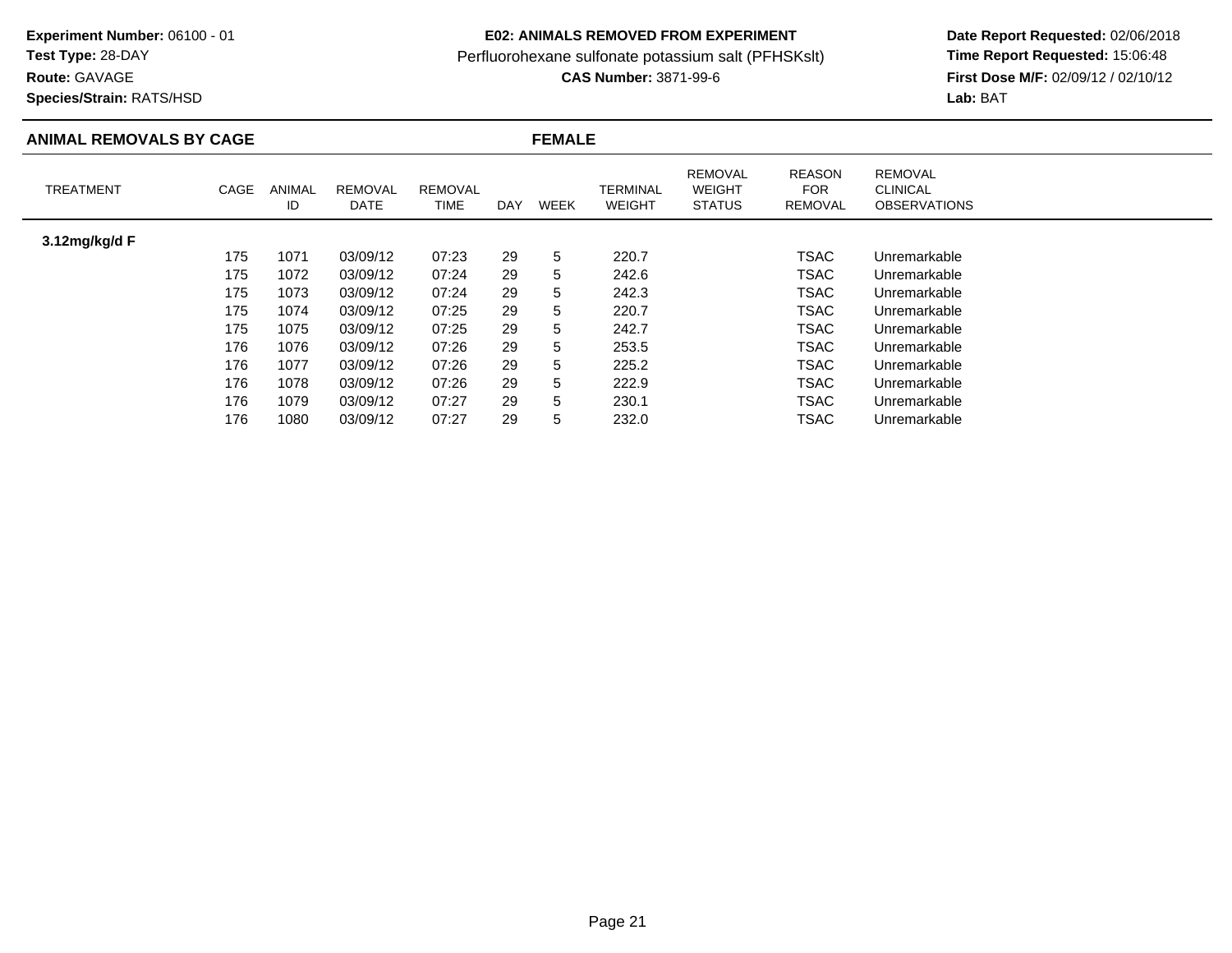**Experiment Number:** 06100 - 01
**Test Type:** 28-DAY
**Route:** GAVAGE
**Species/Strain:** RATS/HSD

**E02: ANIMALS REMOVED FROM EXPERIMENT**
Perfluorohexane sulfonate potassium salt (PFHSKslt)
**CAS Number:** 3871-99-6

**Date Report Requested:** 02/06/2018
**Time Report Requested:** 15:06:48
**First Dose M/F:** 02/09/12 / 02/10/12
**Lab:** BAT

## ANIMAL REMOVALS BY CAGE — FEMALE

| TREATMENT | CAGE | ANIMAL ID | REMOVAL DATE | REMOVAL TIME | DAY | WEEK | TERMINAL WEIGHT | REMOVAL WEIGHT STATUS | REASON FOR REMOVAL | REMOVAL CLINICAL OBSERVATIONS |
|---|---|---|---|---|---|---|---|---|---|---|
| **3.12mg/kg/d F** | | | | | | | | | | |
| | 175 | 1071 | 03/09/12 | 07:23 | 29 | 5 | 220.7 | | TSAC | Unremarkable |
| | 175 | 1072 | 03/09/12 | 07:24 | 29 | 5 | 242.6 | | TSAC | Unremarkable |
| | 175 | 1073 | 03/09/12 | 07:24 | 29 | 5 | 242.3 | | TSAC | Unremarkable |
| | 175 | 1074 | 03/09/12 | 07:25 | 29 | 5 | 220.7 | | TSAC | Unremarkable |
| | 175 | 1075 | 03/09/12 | 07:25 | 29 | 5 | 242.7 | | TSAC | Unremarkable |
| | 176 | 1076 | 03/09/12 | 07:26 | 29 | 5 | 253.5 | | TSAC | Unremarkable |
| | 176 | 1077 | 03/09/12 | 07:26 | 29 | 5 | 225.2 | | TSAC | Unremarkable |
| | 176 | 1078 | 03/09/12 | 07:26 | 29 | 5 | 222.9 | | TSAC | Unremarkable |
| | 176 | 1079 | 03/09/12 | 07:27 | 29 | 5 | 230.1 | | TSAC | Unremarkable |
| | 176 | 1080 | 03/09/12 | 07:27 | 29 | 5 | 232.0 | | TSAC | Unremarkable |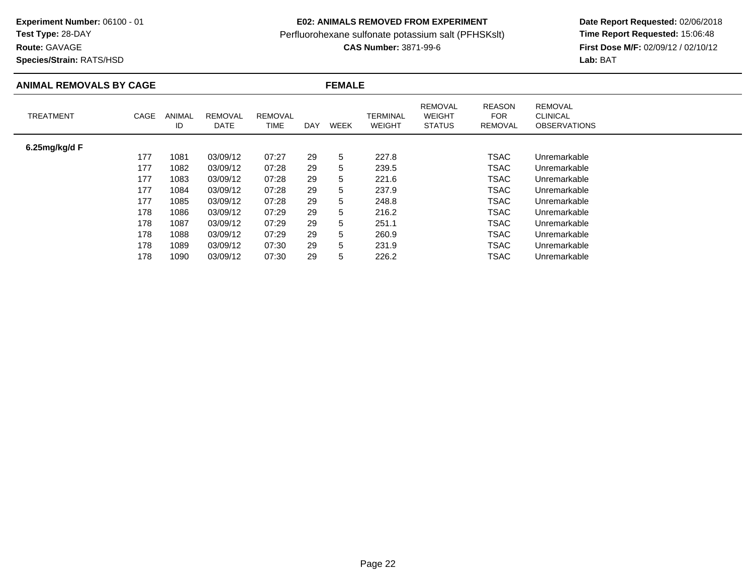**Experiment Number:** 06100 - 01
**Test Type:** 28-DAY
**Route:** GAVAGE
**Species/Strain:** RATS/HSD

**E02: ANIMALS REMOVED FROM EXPERIMENT**
Perfluorohexane sulfonate potassium salt (PFHSKslt)
**CAS Number:** 3871-99-6

**Date Report Requested:** 02/06/2018
**Time Report Requested:** 15:06:48
**First Dose M/F:** 02/09/12 / 02/10/12
**Lab:** BAT

## ANIMAL REMOVALS BY CAGE — FEMALE

| TREATMENT | CAGE | ANIMAL ID | REMOVAL DATE | REMOVAL TIME | DAY | WEEK | TERMINAL WEIGHT | REMOVAL WEIGHT STATUS | REASON FOR REMOVAL | REMOVAL CLINICAL OBSERVATIONS |
|---|---|---|---|---|---|---|---|---|---|---|
| **6.25mg/kg/d F** | | | | | | | | | | |
| | 177 | 1081 | 03/09/12 | 07:27 | 29 | 5 | 227.8 | | TSAC | Unremarkable |
| | 177 | 1082 | 03/09/12 | 07:28 | 29 | 5 | 239.5 | | TSAC | Unremarkable |
| | 177 | 1083 | 03/09/12 | 07:28 | 29 | 5 | 221.6 | | TSAC | Unremarkable |
| | 177 | 1084 | 03/09/12 | 07:28 | 29 | 5 | 237.9 | | TSAC | Unremarkable |
| | 177 | 1085 | 03/09/12 | 07:28 | 29 | 5 | 248.8 | | TSAC | Unremarkable |
| | 178 | 1086 | 03/09/12 | 07:29 | 29 | 5 | 216.2 | | TSAC | Unremarkable |
| | 178 | 1087 | 03/09/12 | 07:29 | 29 | 5 | 251.1 | | TSAC | Unremarkable |
| | 178 | 1088 | 03/09/12 | 07:29 | 29 | 5 | 260.9 | | TSAC | Unremarkable |
| | 178 | 1089 | 03/09/12 | 07:30 | 29 | 5 | 231.9 | | TSAC | Unremarkable |
| | 178 | 1090 | 03/09/12 | 07:30 | 29 | 5 | 226.2 | | TSAC | Unremarkable |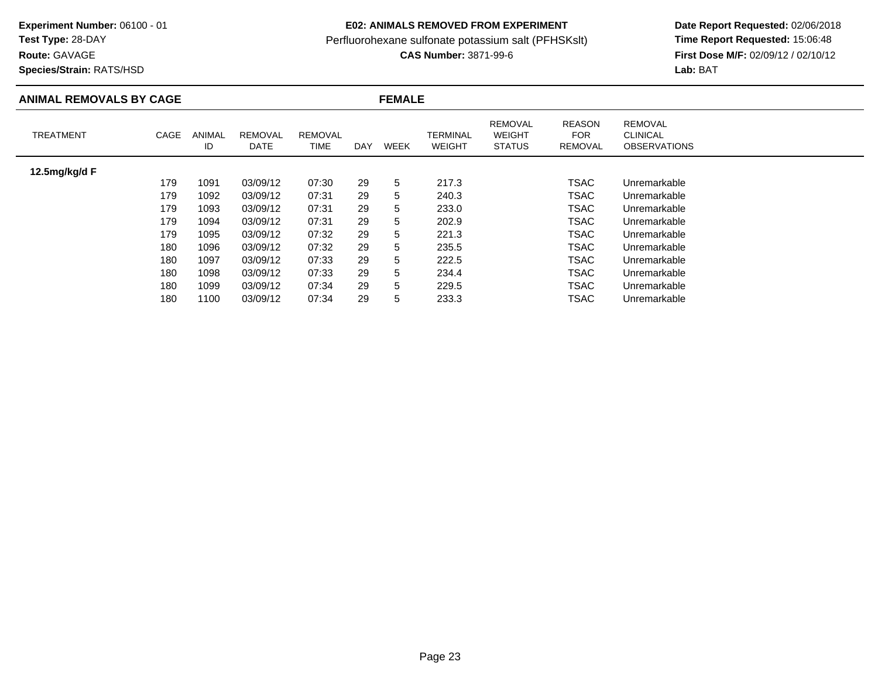**Experiment Number:** 06100 - 01
**Test Type:** 28-DAY
**Route:** GAVAGE
**Species/Strain:** RATS/HSD

**E02: ANIMALS REMOVED FROM EXPERIMENT**
Perfluorohexane sulfonate potassium salt (PFHSKslt)
**CAS Number:** 3871-99-6

**Date Report Requested:** 02/06/2018
**Time Report Requested:** 15:06:48
**First Dose M/F:** 02/09/12 / 02/10/12
**Lab:** BAT

## ANIMAL REMOVALS BY CAGE — FEMALE

| TREATMENT | CAGE | ANIMAL ID | REMOVAL DATE | REMOVAL TIME | DAY | WEEK | TERMINAL WEIGHT | REMOVAL WEIGHT STATUS | REASON FOR REMOVAL | REMOVAL CLINICAL OBSERVATIONS |
|---|---|---|---|---|---|---|---|---|---|---|
| **12.5mg/kg/d F** | | | | | | | | | | |
| | 179 | 1091 | 03/09/12 | 07:30 | 29 | 5 | 217.3 | | TSAC | Unremarkable |
| | 179 | 1092 | 03/09/12 | 07:31 | 29 | 5 | 240.3 | | TSAC | Unremarkable |
| | 179 | 1093 | 03/09/12 | 07:31 | 29 | 5 | 233.0 | | TSAC | Unremarkable |
| | 179 | 1094 | 03/09/12 | 07:31 | 29 | 5 | 202.9 | | TSAC | Unremarkable |
| | 179 | 1095 | 03/09/12 | 07:32 | 29 | 5 | 221.3 | | TSAC | Unremarkable |
| | 180 | 1096 | 03/09/12 | 07:32 | 29 | 5 | 235.5 | | TSAC | Unremarkable |
| | 180 | 1097 | 03/09/12 | 07:33 | 29 | 5 | 222.5 | | TSAC | Unremarkable |
| | 180 | 1098 | 03/09/12 | 07:33 | 29 | 5 | 234.4 | | TSAC | Unremarkable |
| | 180 | 1099 | 03/09/12 | 07:34 | 29 | 5 | 229.5 | | TSAC | Unremarkable |
| | 180 | 1100 | 03/09/12 | 07:34 | 29 | 5 | 233.3 | | TSAC | Unremarkable |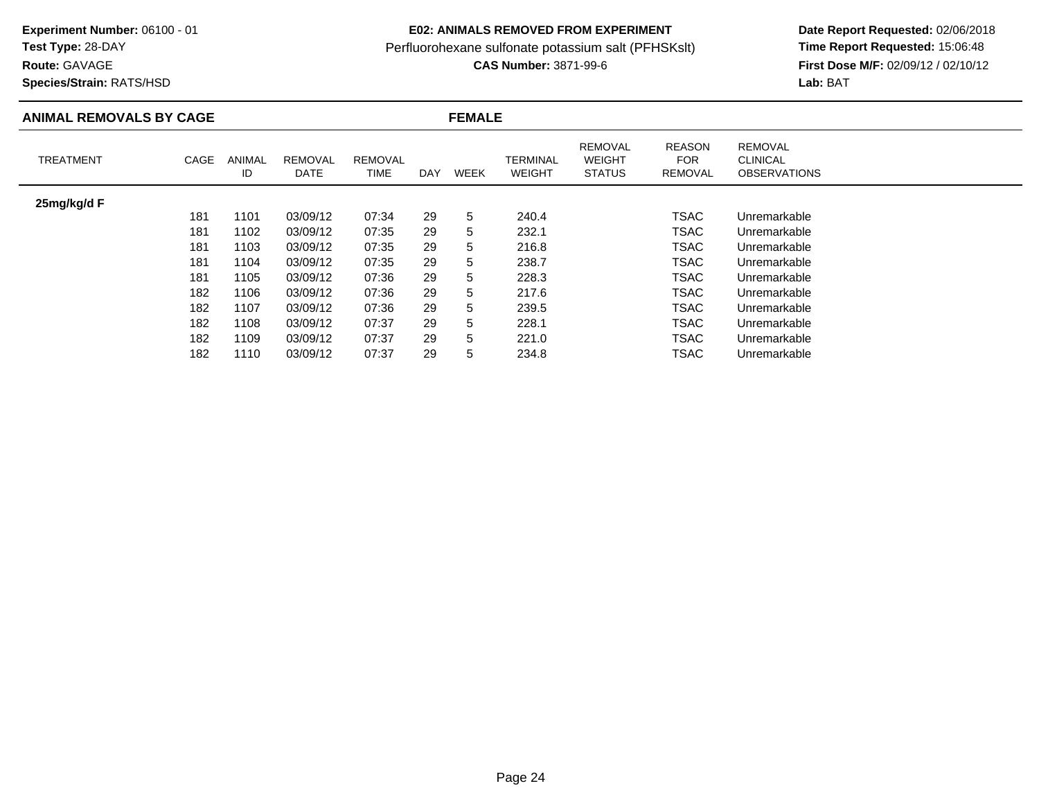**Experiment Number:** 06100 - 01
**Test Type:** 28-DAY
**Route:** GAVAGE
**Species/Strain:** RATS/HSD

**E02: ANIMALS REMOVED FROM EXPERIMENT**
Perfluorohexane sulfonate potassium salt (PFHSKslt)
**CAS Number:** 3871-99-6

**Date Report Requested:** 02/06/2018
**Time Report Requested:** 15:06:48
**First Dose M/F:** 02/09/12 / 02/10/12
**Lab:** BAT

## ANIMAL REMOVALS BY CAGE — FEMALE

| TREATMENT | CAGE | ANIMAL ID | REMOVAL DATE | REMOVAL TIME | DAY | WEEK | TERMINAL WEIGHT | REMOVAL WEIGHT STATUS | REASON FOR REMOVAL | REMOVAL CLINICAL OBSERVATIONS |
|---|---|---|---|---|---|---|---|---|---|---|
| **25mg/kg/d F** | | | | | | | | | | |
| | 181 | 1101 | 03/09/12 | 07:34 | 29 | 5 | 240.4 | | TSAC | Unremarkable |
| | 181 | 1102 | 03/09/12 | 07:35 | 29 | 5 | 232.1 | | TSAC | Unremarkable |
| | 181 | 1103 | 03/09/12 | 07:35 | 29 | 5 | 216.8 | | TSAC | Unremarkable |
| | 181 | 1104 | 03/09/12 | 07:35 | 29 | 5 | 238.7 | | TSAC | Unremarkable |
| | 181 | 1105 | 03/09/12 | 07:36 | 29 | 5 | 228.3 | | TSAC | Unremarkable |
| | 182 | 1106 | 03/09/12 | 07:36 | 29 | 5 | 217.6 | | TSAC | Unremarkable |
| | 182 | 1107 | 03/09/12 | 07:36 | 29 | 5 | 239.5 | | TSAC | Unremarkable |
| | 182 | 1108 | 03/09/12 | 07:37 | 29 | 5 | 228.1 | | TSAC | Unremarkable |
| | 182 | 1109 | 03/09/12 | 07:37 | 29 | 5 | 221.0 | | TSAC | Unremarkable |
| | 182 | 1110 | 03/09/12 | 07:37 | 29 | 5 | 234.8 | | TSAC | Unremarkable |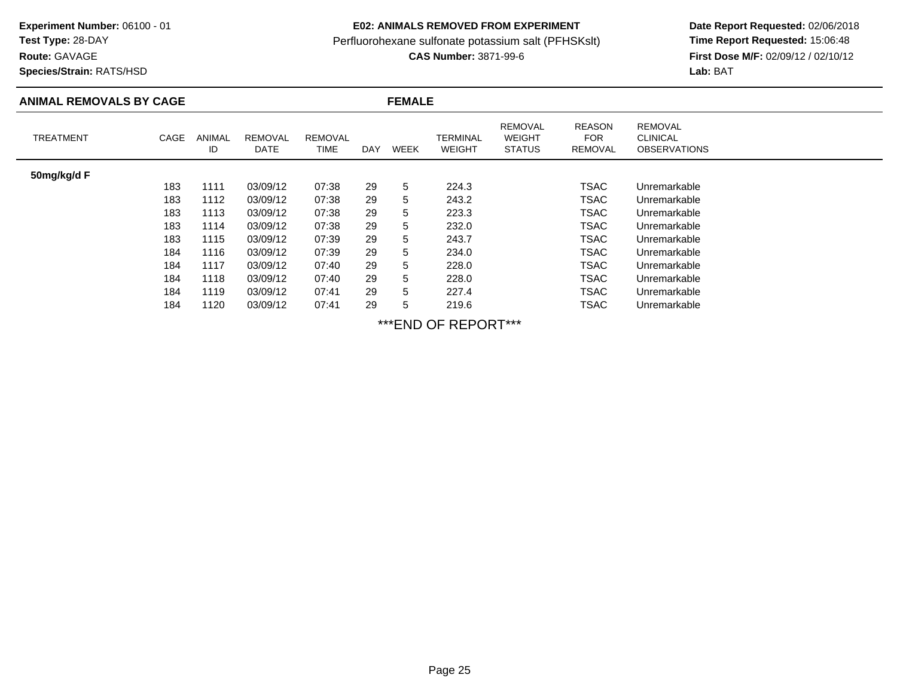**Experiment Number:** 06100 - 01
**Test Type:** 28-DAY
**Route:** GAVAGE
**Species/Strain:** RATS/HSD

**E02: ANIMALS REMOVED FROM EXPERIMENT**
Perfluorohexane sulfonate potassium salt (PFHSKslt)
**CAS Number:** 3871-99-6

**Date Report Requested:** 02/06/2018
**Time Report Requested:** 15:06:48
**First Dose M/F:** 02/09/12 / 02/10/12
**Lab:** BAT

**ANIMAL REMOVALS BY CAGE** **FEMALE**

| TREATMENT | CAGE | ANIMAL ID | REMOVAL DATE | REMOVAL TIME | DAY | WEEK | TERMINAL WEIGHT | REMOVAL WEIGHT STATUS | REASON FOR REMOVAL | REMOVAL CLINICAL OBSERVATIONS |
|---|---|---|---|---|---|---|---|---|---|---|
| **50mg/kg/d F** | | | | | | | | | | |
| | 183 | 1111 | 03/09/12 | 07:38 | 29 | 5 | 224.3 | | TSAC | Unremarkable |
| | 183 | 1112 | 03/09/12 | 07:38 | 29 | 5 | 243.2 | | TSAC | Unremarkable |
| | 183 | 1113 | 03/09/12 | 07:38 | 29 | 5 | 223.3 | | TSAC | Unremarkable |
| | 183 | 1114 | 03/09/12 | 07:38 | 29 | 5 | 232.0 | | TSAC | Unremarkable |
| | 183 | 1115 | 03/09/12 | 07:39 | 29 | 5 | 243.7 | | TSAC | Unremarkable |
| | 184 | 1116 | 03/09/12 | 07:39 | 29 | 5 | 234.0 | | TSAC | Unremarkable |
| | 184 | 1117 | 03/09/12 | 07:40 | 29 | 5 | 228.0 | | TSAC | Unremarkable |
| | 184 | 1118 | 03/09/12 | 07:40 | 29 | 5 | 228.0 | | TSAC | Unremarkable |
| | 184 | 1119 | 03/09/12 | 07:41 | 29 | 5 | 227.4 | | TSAC | Unremarkable |
| | 184 | 1120 | 03/09/12 | 07:41 | 29 | 5 | 219.6 | | TSAC | Unremarkable |

***END OF REPORT***